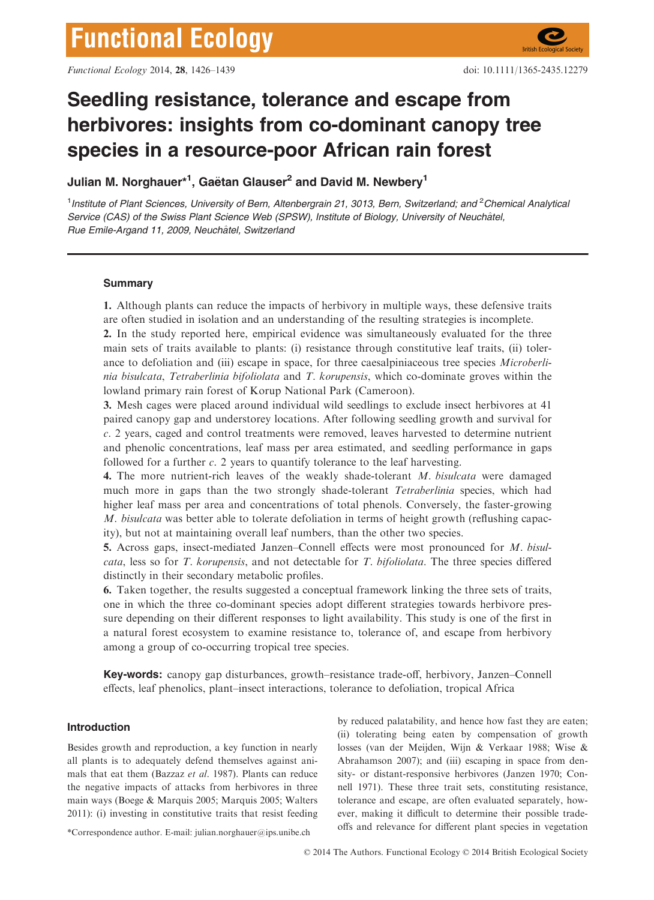# Seedling resistance, tolerance and escape from herbivores: insights from co-dominant canopy tree species in a resource-poor African rain forest

**Julian M. Norghauer\*[1], Gaëtan Glauser[2] and David M. Newbery[1]**

[1]*Institute of Plant Sciences, University of Bern, Altenbergrain 21, 3013, Bern, Switzerland; and* [2]*Chemical Analytical Service (CAS) of the Swiss Plant Science Web (SPSW), Institute of Biology, University of Neuchâtel, Rue Emile-Argand 11, 2009, Neuchâtel, Switzerland*

## Summary

**1.** Although plants can reduce the impacts of herbivory in multiple ways, these defensive traits are often studied in isolation and an understanding of the resulting strategies is incomplete.

**2.** In the study reported here, empirical evidence was simultaneously evaluated for the three main sets of traits available to plants: (i) resistance through constitutive leaf traits, (ii) tolerance to defoliation and (iii) escape in space, for three caesalpiniaceous tree species *Microberlinia bisulcata*, *Tetraberlinia bifoliolata* and *T. korupensis*, which co-dominate groves within the lowland primary rain forest of Korup National Park (Cameroon).

**3.** Mesh cages were placed around individual wild seedlings to exclude insect herbivores at 41 paired canopy gap and understorey locations. After following seedling growth and survival for *c.* 2 years, caged and control treatments were removed, leaves harvested to determine nutrient and phenolic concentrations, leaf mass per area estimated, and seedling performance in gaps followed for a further *c.* 2 years to quantify tolerance to the leaf harvesting.

**4.** The more nutrient-rich leaves of the weakly shade-tolerant *M. bisulcata* were damaged much more in gaps than the two strongly shade-tolerant *Tetraberlinia* species, which had higher leaf mass per area and concentrations of total phenols. Conversely, the faster-growing *M. bisulcata* was better able to tolerate defoliation in terms of height growth (reflushing capacity), but not at maintaining overall leaf numbers, than the other two species.

**5.** Across gaps, insect-mediated Janzen–Connell effects were most pronounced for *M. bisulcata*, less so for *T. korupensis*, and not detectable for *T. bifoliolata*. The three species differed distinctly in their secondary metabolic profiles.

**6.** Taken together, the results suggested a conceptual framework linking the three sets of traits, one in which the three co-dominant species adopt different strategies towards herbivore pressure depending on their different responses to light availability. This study is one of the first in a natural forest ecosystem to examine resistance to, tolerance of, and escape from herbivory among a group of co-occurring tropical tree species.

**Key-words:** canopy gap disturbances, growth–resistance trade-off, herbivory, Janzen–Connell effects, leaf phenolics, plant–insect interactions, tolerance to defoliation, tropical Africa

## Introduction

Besides growth and reproduction, a key function in nearly all plants is to adequately defend themselves against animals that eat them (Bazzaz *et al.* 1987). Plants can reduce the negative impacts of attacks from herbivores in three main ways (Boege & Marquis 2005; Marquis 2005; Walters 2011): (i) investing in constitutive traits that resist feeding by reduced palatability, and hence how fast they are eaten; (ii) tolerating being eaten by compensation of growth losses (van der Meijden, Wijn & Verkaar 1988; Wise & Abrahamson 2007); and (iii) escaping in space from density- or distant-responsive herbivores (Janzen 1970; Connell 1971). These three trait sets, constituting resistance, tolerance and escape, are often evaluated separately, however, making it difficult to determine their possible trade-offs and relevance for different plant species in vegetation

\*Correspondence author. E-mail: julian.norghauer@ips.unibe.ch

© 2014 The Authors. Functional Ecology © 2014 British Ecological Society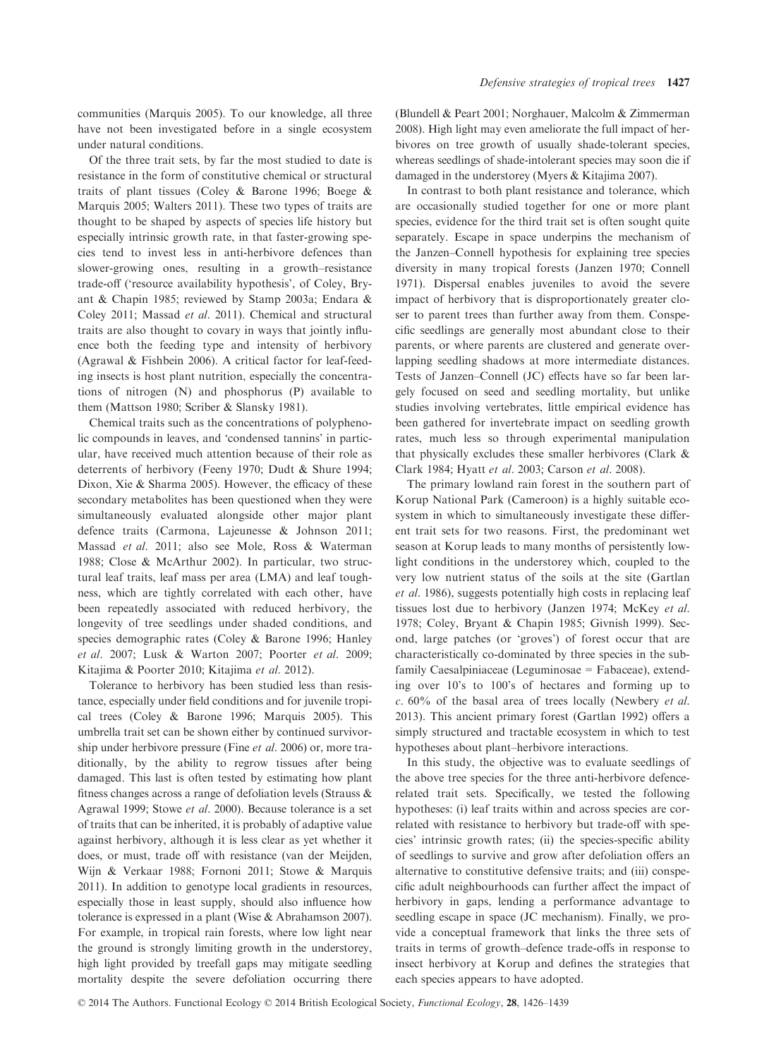communities (Marquis 2005). To our knowledge, all three have not been investigated before in a single ecosystem under natural conditions.

Of the three trait sets, by far the most studied to date is resistance in the form of constitutive chemical or structural traits of plant tissues (Coley & Barone 1996; Boege & Marquis 2005; Walters 2011). These two types of traits are thought to be shaped by aspects of species life history but especially intrinsic growth rate, in that faster-growing species tend to invest less in anti-herbivore defences than slower-growing ones, resulting in a growth–resistance trade-off ('resource availability hypothesis', of Coley, Bryant & Chapin 1985; reviewed by Stamp 2003a; Endara & Coley 2011; Massad *et al.* 2011). Chemical and structural traits are also thought to covary in ways that jointly influence both the feeding type and intensity of herbivory (Agrawal & Fishbein 2006). A critical factor for leaf-feeding insects is host plant nutrition, especially the concentrations of nitrogen (N) and phosphorus (P) available to them (Mattson 1980; Scriber & Slansky 1981).

Chemical traits such as the concentrations of polyphenolic compounds in leaves, and 'condensed tannins' in particular, have received much attention because of their role as deterrents of herbivory (Feeny 1970; Dudt & Shure 1994; Dixon, Xie & Sharma 2005). However, the efficacy of these secondary metabolites has been questioned when they were simultaneously evaluated alongside other major plant defence traits (Carmona, Lajeunesse & Johnson 2011; Massad *et al.* 2011; also see Mole, Ross & Waterman 1988; Close & McArthur 2002). In particular, two structural leaf traits, leaf mass per area (LMA) and leaf toughness, which are tightly correlated with each other, have been repeatedly associated with reduced herbivory, the longevity of tree seedlings under shaded conditions, and species demographic rates (Coley & Barone 1996; Hanley *et al.* 2007; Lusk & Warton 2007; Poorter *et al.* 2009; Kitajima & Poorter 2010; Kitajima *et al.* 2012).

Tolerance to herbivory has been studied less than resistance, especially under field conditions and for juvenile tropical trees (Coley & Barone 1996; Marquis 2005). This umbrella trait set can be shown either by continued survivorship under herbivore pressure (Fine *et al.* 2006) or, more traditionally, by the ability to regrow tissues after being damaged. This last is often tested by estimating how plant fitness changes across a range of defoliation levels (Strauss & Agrawal 1999; Stowe *et al.* 2000). Because tolerance is a set of traits that can be inherited, it is probably of adaptive value against herbivory, although it is less clear as yet whether it does, or must, trade off with resistance (van der Meijden, Wijn & Verkaar 1988; Fornoni 2011; Stowe & Marquis 2011). In addition to genotype local gradients in resources, especially those in least supply, should also influence how tolerance is expressed in a plant (Wise & Abrahamson 2007). For example, in tropical rain forests, where low light near the ground is strongly limiting growth in the understorey, high light provided by treefall gaps may mitigate seedling mortality despite the severe defoliation occurring there (Blundell & Peart 2001; Norghauer, Malcolm & Zimmerman 2008). High light may even ameliorate the full impact of herbivores on tree growth of usually shade-tolerant species, whereas seedlings of shade-intolerant species may soon die if damaged in the understorey (Myers & Kitajima 2007).

In contrast to both plant resistance and tolerance, which are occasionally studied together for one or more plant species, evidence for the third trait set is often sought quite separately. Escape in space underpins the mechanism of the Janzen–Connell hypothesis for explaining tree species diversity in many tropical forests (Janzen 1970; Connell 1971). Dispersal enables juveniles to avoid the severe impact of herbivory that is disproportionately greater closer to parent trees than further away from them. Conspecific seedlings are generally most abundant close to their parents, or where parents are clustered and generate overlapping seedling shadows at more intermediate distances. Tests of Janzen–Connell (JC) effects have so far been largely focused on seed and seedling mortality, but unlike studies involving vertebrates, little empirical evidence has been gathered for invertebrate impact on seedling growth rates, much less so through experimental manipulation that physically excludes these smaller herbivores (Clark & Clark 1984; Hyatt *et al.* 2003; Carson *et al.* 2008).

The primary lowland rain forest in the southern part of Korup National Park (Cameroon) is a highly suitable ecosystem in which to simultaneously investigate these different trait sets for two reasons. First, the predominant wet season at Korup leads to many months of persistently low-light conditions in the understorey which, coupled to the very low nutrient status of the soils at the site (Gartlan *et al.* 1986), suggests potentially high costs in replacing leaf tissues lost due to herbivory (Janzen 1974; McKey *et al.* 1978; Coley, Bryant & Chapin 1985; Givnish 1999). Second, large patches (or 'groves') of forest occur that are characteristically co-dominated by three species in the subfamily Caesalpiniaceae (Leguminosae = Fabaceae), extending over 10's to 100's of hectares and forming up to *c*. 60% of the basal area of trees locally (Newbery *et al.* 2013). This ancient primary forest (Gartlan 1992) offers a simply structured and tractable ecosystem in which to test hypotheses about plant–herbivore interactions.

In this study, the objective was to evaluate seedlings of the above tree species for the three anti-herbivore defence-related trait sets. Specifically, we tested the following hypotheses: (i) leaf traits within and across species are correlated with resistance to herbivory but trade-off with species' intrinsic growth rates; (ii) the species-specific ability of seedlings to survive and grow after defoliation offers an alternative to constitutive defensive traits; and (iii) conspecific adult neighbourhoods can further affect the impact of herbivory in gaps, lending a performance advantage to seedling escape in space (JC mechanism). Finally, we provide a conceptual framework that links the three sets of traits in terms of growth–defence trade-offs in response to insect herbivory at Korup and defines the strategies that each species appears to have adopted.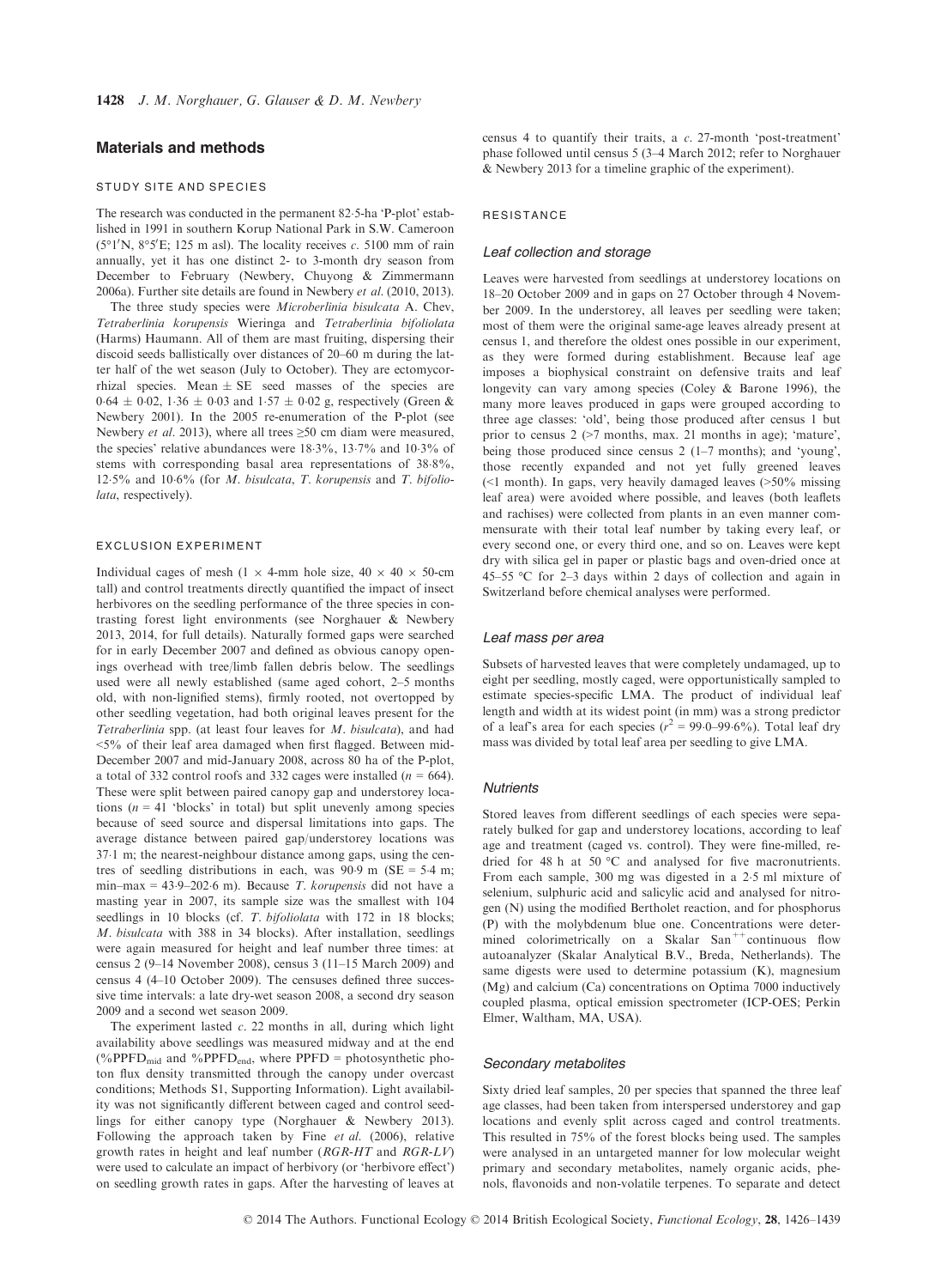## Materials and methods

### STUDY SITE AND SPECIES

The research was conducted in the permanent 82·5-ha 'P-plot' established in 1991 in southern Korup National Park in S.W. Cameroon (5°1′N, 8°5′E; 125 m asl). The locality receives *c.* 5100 mm of rain annually, yet it has one distinct 2- to 3-month dry season from December to February (Newbery, Chuyong & Zimmermann 2006a). Further site details are found in Newbery *et al.* (2010, 2013).

The three study species were *Microberlinia bisulcata* A. Chev, *Tetraberlinia korupensis* Wieringa and *Tetraberlinia bifoliolata* (Harms) Haumann. All of them are mast fruiting, dispersing their discoid seeds ballistically over distances of 20–60 m during the latter half of the wet season (July to October). They are ectomycorrhizal species. Mean ± SE seed masses of the species are 0·64 ± 0·02, 1·36 ± 0·03 and 1·57 ± 0·02 g, respectively (Green & Newbery 2001). In the 2005 re-enumeration of the P-plot (see Newbery *et al.* 2013), where all trees ≥50 cm diam were measured, the species' relative abundances were 18·3%, 13·7% and 10·3% of stems with corresponding basal area representations of 38·8%, 12·5% and 10·6% (for *M. bisulcata*, *T. korupensis* and *T. bifoliolata*, respectively).

### EXCLUSION EXPERIMENT

Individual cages of mesh (1 × 4-mm hole size, 40 × 40 × 50-cm tall) and control treatments directly quantified the impact of insect herbivores on the seedling performance of the three species in contrasting forest light environments (see Norghauer & Newbery 2013, 2014, for full details). Naturally formed gaps were searched for in early December 2007 and defined as obvious canopy openings overhead with tree/limb fallen debris below. The seedlings used were all newly established (same aged cohort, 2–5 months old, with non-lignified stems), firmly rooted, not overtopped by other seedling vegetation, had both original leaves present for the *Tetraberlinia* spp. (at least four leaves for *M. bisulcata*), and had <5% of their leaf area damaged when first flagged. Between mid-December 2007 and mid-January 2008, across 80 ha of the P-plot, a total of 332 control roofs and 332 cages were installed ($n = 664$). These were split between paired canopy gap and understorey locations ($n = 41$ 'blocks' in total) but split unevenly among species because of seed source and dispersal limitations into gaps. The average distance between paired gap/understorey locations was 37·1 m; the nearest-neighbour distance among gaps, using the centres of seedling distributions in each, was 90·9 m (SE = 5·4 m; min–max = 43·9–202·6 m). Because *T. korupensis* did not have a masting year in 2007, its sample size was the smallest with 104 seedlings in 10 blocks (cf. *T. bifoliolata* with 172 in 18 blocks; *M. bisulcata* with 388 in 34 blocks). After installation, seedlings were again measured for height and leaf number three times: at census 2 (9–14 November 2008), census 3 (11–15 March 2009) and census 4 (4–10 October 2009). The censuses defined three successive time intervals: a late dry-wet season 2008, a second dry season 2009 and a second wet season 2009.

The experiment lasted *c.* 22 months in all, during which light availability above seedlings was measured midway and at the end (%$PPFD_{mid}$ and %$PPFD_{end}$, where PPFD = photosynthetic photon flux density transmitted through the canopy under overcast conditions; Methods S1, Supporting Information). Light availability was not significantly different between caged and control seedlings for either canopy type (Norghauer & Newbery 2013). Following the approach taken by Fine *et al.* (2006), relative growth rates in height and leaf number (*RGR-HT* and *RGR-LV*) were used to calculate an impact of herbivory (or 'herbivore effect') on seedling growth rates in gaps. After the harvesting of leaves at census 4 to quantify their traits, a *c.* 27-month 'post-treatment' phase followed until census 5 (3–4 March 2012; refer to Norghauer & Newbery 2013 for a timeline graphic of the experiment).

### RESISTANCE

#### Leaf collection and storage

Leaves were harvested from seedlings at understorey locations on 18–20 October 2009 and in gaps on 27 October through 4 November 2009. In the understorey, all leaves per seedling were taken; most of them were the original same-age leaves already present at census 1, and therefore the oldest ones possible in our experiment, as they were formed during establishment. Because leaf age imposes a biophysical constraint on defensive traits and leaf longevity can vary among species (Coley & Barone 1996), the many more leaves produced in gaps were grouped according to three age classes: 'old', being those produced after census 1 but prior to census 2 (>7 months, max. 21 months in age); 'mature', being those produced since census 2 (1–7 months); and 'young', those recently expanded and not yet fully greened leaves (<1 month). In gaps, very heavily damaged leaves (>50% missing leaf area) were avoided where possible, and leaves (both leaflets and rachises) were collected from plants in an even manner commensurate with their total leaf number by taking every leaf, or every second one, or every third one, and so on. Leaves were kept dry with silica gel in paper or plastic bags and oven-dried once at 45–55 °C for 2–3 days within 2 days of collection and again in Switzerland before chemical analyses were performed.

#### Leaf mass per area

Subsets of harvested leaves that were completely undamaged, up to eight per seedling, mostly caged, were opportunistically sampled to estimate species-specific LMA. The product of individual leaf length and width at its widest point (in mm) was a strong predictor of a leaf's area for each species ($r^2$ = 99·0–99·6%). Total leaf dry mass was divided by total leaf area per seedling to give LMA.

#### Nutrients

Stored leaves from different seedlings of each species were separately bulked for gap and understorey locations, according to leaf age and treatment (caged vs. control). They were fine-milled, re-dried for 48 h at 50 °C and analysed for five macronutrients. From each sample, 300 mg was digested in a 2·5 ml mixture of selenium, sulphuric acid and salicylic acid and analysed for nitrogen (N) using the modified Bertholet reaction, and for phosphorus (P) with the molybdenum blue one. Concentrations were determined colorimetrically on a Skalar San$^{++}$ continuous flow autoanalyzer (Skalar Analytical B.V., Breda, Netherlands). The same digests were used to determine potassium (K), magnesium (Mg) and calcium (Ca) concentrations on Optima 7000 inductively coupled plasma, optical emission spectrometer (ICP-OES; Perkin Elmer, Waltham, MA, USA).

#### Secondary metabolites

Sixty dried leaf samples, 20 per species that spanned the three leaf age classes, had been taken from interspersed understorey and gap locations and evenly split across caged and control treatments. This resulted in 75% of the forest blocks being used. The samples were analysed in an untargeted manner for low molecular weight primary and secondary metabolites, namely organic acids, phenols, flavonoids and non-volatile terpenes. To separate and detect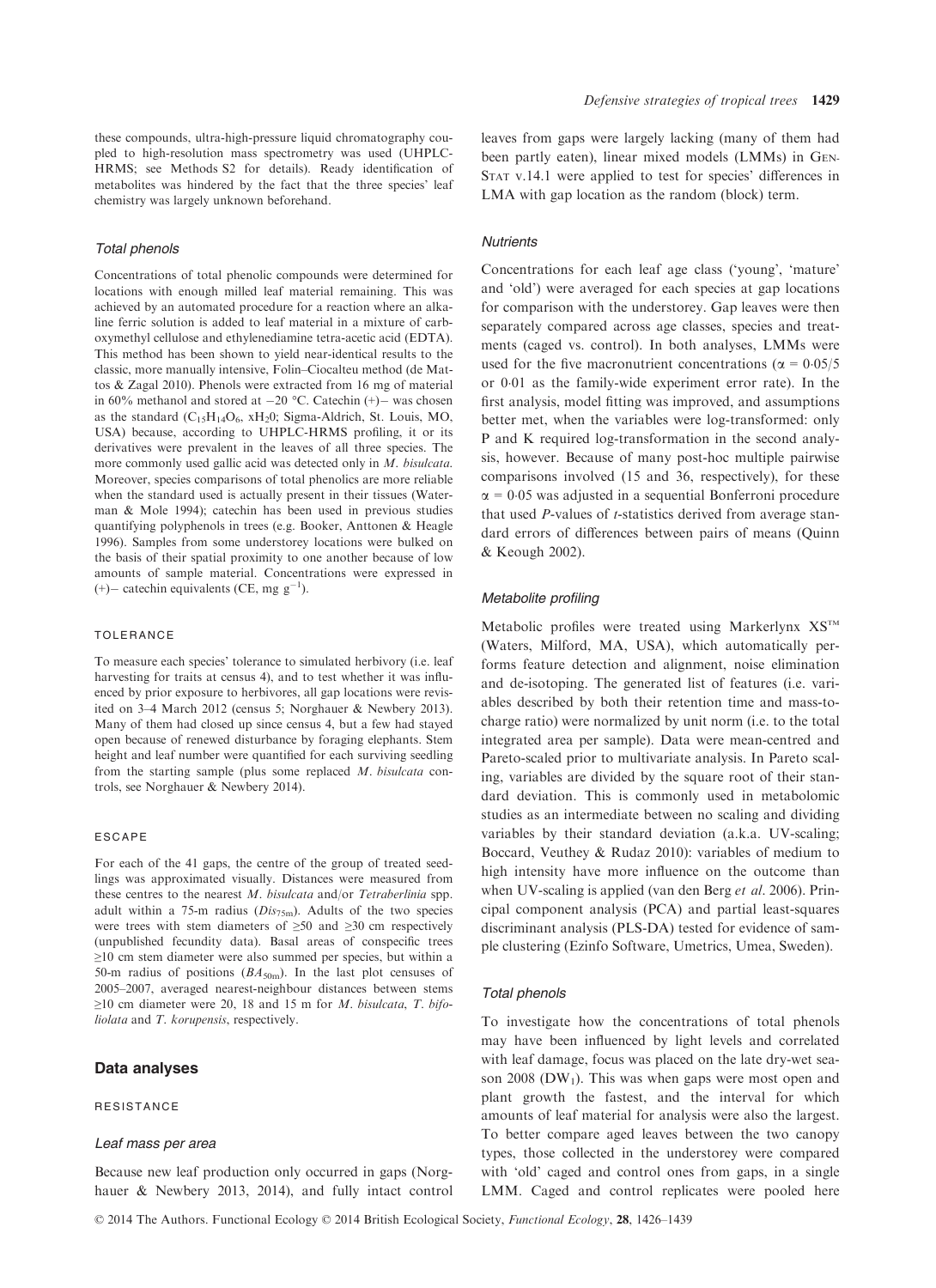these compounds, ultra-high-pressure liquid chromatography coupled to high-resolution mass spectrometry was used (UHPLC-HRMS; see Methods S2 for details). Ready identification of metabolites was hindered by the fact that the three species' leaf chemistry was largely unknown beforehand.

#### Total phenols

Concentrations of total phenolic compounds were determined for locations with enough milled leaf material remaining. This was achieved by an automated procedure for a reaction where an alkaline ferric solution is added to leaf material in a mixture of carboxymethyl cellulose and ethylenediamine tetra-acetic acid (EDTA). This method has been shown to yield near-identical results to the classic, more manually intensive, Folin–Ciocalteu method (de Mattos & Zagal 2010). Phenols were extracted from 16 mg of material in 60% methanol and stored at −20 °C. Catechin (+)− was chosen as the standard ($C_{15}H_{14}O_6$, $xH_20$; Sigma-Aldrich, St. Louis, MO, USA) because, according to UHPLC-HRMS profiling, it or its derivatives were prevalent in the leaves of all three species. The more commonly used gallic acid was detected only in *M. bisulcata*. Moreover, species comparisons of total phenolics are more reliable when the standard used is actually present in their tissues (Waterman & Mole 1994); catechin has been used in previous studies quantifying polyphenols in trees (e.g. Booker, Anttonen & Heagle 1996). Samples from some understorey locations were bulked on the basis of their spatial proximity to one another because of low amounts of sample material. Concentrations were expressed in (+)− catechin equivalents (CE, mg $g^{-1}$).

### TOLERANCE

To measure each species' tolerance to simulated herbivory (i.e. leaf harvesting for traits at census 4), and to test whether it was influenced by prior exposure to herbivores, all gap locations were revisited on 3–4 March 2012 (census 5; Norghauer & Newbery 2013). Many of them had closed up since census 4, but a few had stayed open because of renewed disturbance by foraging elephants. Stem height and leaf number were quantified for each surviving seedling from the starting sample (plus some replaced *M. bisulcata* controls, see Norghauer & Newbery 2014).

### ESCAPE

For each of the 41 gaps, the centre of the group of treated seedlings was approximated visually. Distances were measured from these centres to the nearest *M. bisulcata* and/or *Tetraberlinia* spp. adult within a 75-m radius ($Dis_{75m}$). Adults of the two species were trees with stem diameters of ≥50 and ≥30 cm respectively (unpublished fecundity data). Basal areas of conspecific trees ≥10 cm stem diameter were also summed per species, but within a 50-m radius of positions ($BA_{50m}$). In the last plot censuses of 2005–2007, averaged nearest-neighbour distances between stems ≥10 cm diameter were 20, 18 and 15 m for *M. bisulcata*, *T. bifoliolata* and *T. korupensis*, respectively.

## Data analyses

### RESISTANCE

#### Leaf mass per area

Because new leaf production only occurred in gaps (Norghauer & Newbery 2013, 2014), and fully intact control leaves from gaps were largely lacking (many of them had been partly eaten), linear mixed models (LMMs) in GenStat v.14.1 were applied to test for species' differences in LMA with gap location as the random (block) term.

#### Nutrients

Concentrations for each leaf age class ('young', 'mature' and 'old') were averaged for each species at gap locations for comparison with the understorey. Gap leaves were then separately compared across age classes, species and treatments (caged vs. control). In both analyses, LMMs were used for the five macronutrient concentrations ($\alpha = 0{\cdot}05/5$ or 0·01 as the family-wide experiment error rate). In the first analysis, model fitting was improved, and assumptions better met, when the variables were log-transformed: only P and K required log-transformation in the second analysis, however. Because of many post-hoc multiple pairwise comparisons involved (15 and 36, respectively), for these $\alpha = 0{\cdot}05$ was adjusted in a sequential Bonferroni procedure that used *P*-values of *t*-statistics derived from average standard errors of differences between pairs of means (Quinn & Keough 2002).

#### Metabolite profiling

Metabolic profiles were treated using Markerlynx XS™ (Waters, Milford, MA, USA), which automatically performs feature detection and alignment, noise elimination and de-isotoping. The generated list of features (i.e. variables described by both their retention time and mass-to-charge ratio) were normalized by unit norm (i.e. to the total integrated area per sample). Data were mean-centred and Pareto-scaled prior to multivariate analysis. In Pareto scaling, variables are divided by the square root of their standard deviation. This is commonly used in metabolomic studies as an intermediate between no scaling and dividing variables by their standard deviation (a.k.a. UV-scaling; Boccard, Veuthey & Rudaz 2010): variables of medium to high intensity have more influence on the outcome than when UV-scaling is applied (van den Berg *et al*. 2006). Principal component analysis (PCA) and partial least-squares discriminant analysis (PLS-DA) tested for evidence of sample clustering (Ezinfo Software, Umetrics, Umea, Sweden).

#### Total phenols

To investigate how the concentrations of total phenols may have been influenced by light levels and correlated with leaf damage, focus was placed on the late dry-wet season 2008 ($DW_1$). This was when gaps were most open and plant growth the fastest, and the interval for which amounts of leaf material for analysis were also the largest. To better compare aged leaves between the two canopy types, those collected in the understorey were compared with 'old' caged and control ones from gaps, in a single LMM. Caged and control replicates were pooled here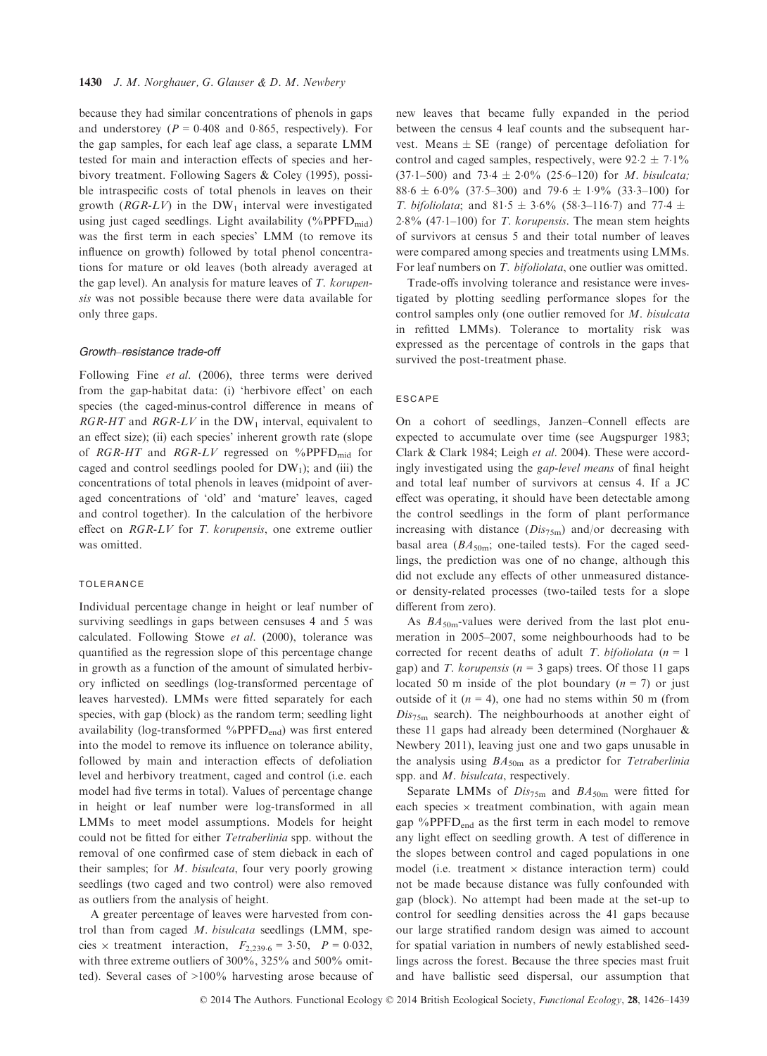because they had similar concentrations of phenols in gaps and understorey ($P = 0{\cdot}408$ and $0{\cdot}865$, respectively). For the gap samples, for each leaf age class, a separate LMM tested for main and interaction effects of species and herbivory treatment. Following Sagers & Coley (1995), possible intraspecific costs of total phenols in leaves on their growth ($RGR\text{-}LV$) in the $DW_1$ interval were investigated using just caged seedlings. Light availability ($\%PPFD_{mid}$) was the first term in each species' LMM (to remove its influence on growth) followed by total phenol concentrations for mature or old leaves (both already averaged at the gap level). An analysis for mature leaves of *T. korupensis* was not possible because there were data available for only three gaps.

#### Growth–resistance trade-off

Following Fine *et al.* (2006), three terms were derived from the gap-habitat data: (i) 'herbivore effect' on each species (the caged-minus-control difference in means of $RGR\text{-}HT$ and $RGR\text{-}LV$ in the $DW_1$ interval, equivalent to an effect size); (ii) each species' inherent growth rate (slope of $RGR\text{-}HT$ and $RGR\text{-}LV$ regressed on $\%PPFD_{mid}$ for caged and control seedlings pooled for $DW_1$); and (iii) the concentrations of total phenols in leaves (midpoint of averaged concentrations of 'old' and 'mature' leaves, caged and control together). In the calculation of the herbivore effect on $RGR\text{-}LV$ for *T. korupensis*, one extreme outlier was omitted.

### TOLERANCE

Individual percentage change in height or leaf number of surviving seedlings in gaps between censuses 4 and 5 was calculated. Following Stowe *et al.* (2000), tolerance was quantified as the regression slope of this percentage change in growth as a function of the amount of simulated herbivory inflicted on seedlings (log-transformed percentage of leaves harvested). LMMs were fitted separately for each species, with gap (block) as the random term; seedling light availability (log-transformed $\%PPFD_{end}$) was first entered into the model to remove its influence on tolerance ability, followed by main and interaction effects of defoliation level and herbivory treatment, caged and control (i.e. each model had five terms in total). Values of percentage change in height or leaf number were log-transformed in all LMMs to meet model assumptions. Models for height could not be fitted for either *Tetraberlinia* spp. without the removal of one confirmed case of stem dieback in each of their samples; for *M. bisulcata*, four very poorly growing seedlings (two caged and two control) were also removed as outliers from the analysis of height.

A greater percentage of leaves were harvested from control than from caged *M. bisulcata* seedlings (LMM, species × treatment interaction, $F_{2,239{\cdot}6} = 3{\cdot}50$, $P = 0{\cdot}032$, with three extreme outliers of 300%, 325% and 500% omitted). Several cases of >100% harvesting arose because of new leaves that became fully expanded in the period between the census 4 leaf counts and the subsequent harvest. Means ± SE (range) of percentage defoliation for control and caged samples, respectively, were $92{\cdot}2 \pm 7{\cdot}1\%$ (37·1–500) and $73{\cdot}4 \pm 2{\cdot}0\%$ (25·6–120) for *M. bisulcata;* $88{\cdot}6 \pm 6{\cdot}0\%$ (37·5–300) and $79{\cdot}6 \pm 1{\cdot}9\%$ (33·3–100) for *T. bifoliolata*; and $81{\cdot}5 \pm 3{\cdot}6\%$ (58·3–116·7) and $77{\cdot}4 \pm 2{\cdot}8\%$ (47·1–100) for *T. korupensis*. The mean stem heights of survivors at census 5 and their total number of leaves were compared among species and treatments using LMMs. For leaf numbers on *T. bifoliolata*, one outlier was omitted.

Trade-offs involving tolerance and resistance were investigated by plotting seedling performance slopes for the control samples only (one outlier removed for *M. bisulcata* in refitted LMMs). Tolerance to mortality risk was expressed as the percentage of controls in the gaps that survived the post-treatment phase.

### ESCAPE

On a cohort of seedlings, Janzen–Connell effects are expected to accumulate over time (see Augspurger 1983; Clark & Clark 1984; Leigh *et al.* 2004). These were accordingly investigated using the *gap-level means* of final height and total leaf number of survivors at census 4. If a JC effect was operating, it should have been detectable among the control seedlings in the form of plant performance increasing with distance ($Dis_{75m}$) and/or decreasing with basal area ($BA_{50m}$; one-tailed tests). For the caged seedlings, the prediction was one of no change, although this did not exclude any effects of other unmeasured distance- or density-related processes (two-tailed tests for a slope different from zero).

As $BA_{50m}$-values were derived from the last plot enumeration in 2005–2007, some neighbourhoods had to be corrected for recent deaths of adult *T. bifoliolata* ($n = 1$ gap) and *T. korupensis* ($n = 3$ gaps) trees. Of those 11 gaps located 50 m inside of the plot boundary ($n = 7$) or just outside of it ($n = 4$), one had no stems within 50 m (from $Dis_{75m}$ search). The neighbourhoods at another eight of these 11 gaps had already been determined (Norghauer & Newbery 2011), leaving just one and two gaps unusable in the analysis using $BA_{50m}$ as a predictor for *Tetraberlinia* spp. and *M. bisulcata*, respectively.

Separate LMMs of $Dis_{75m}$ and $BA_{50m}$ were fitted for each species × treatment combination, with again mean gap $\%PPFD_{end}$ as the first term in each model to remove any light effect on seedling growth. A test of difference in the slopes between control and caged populations in one model (i.e. treatment × distance interaction term) could not be made because distance was fully confounded with gap (block). No attempt had been made at the set-up to control for seedling densities across the 41 gaps because our large stratified random design was aimed to account for spatial variation in numbers of newly established seedlings across the forest. Because the three species mast fruit and have ballistic seed dispersal, our assumption that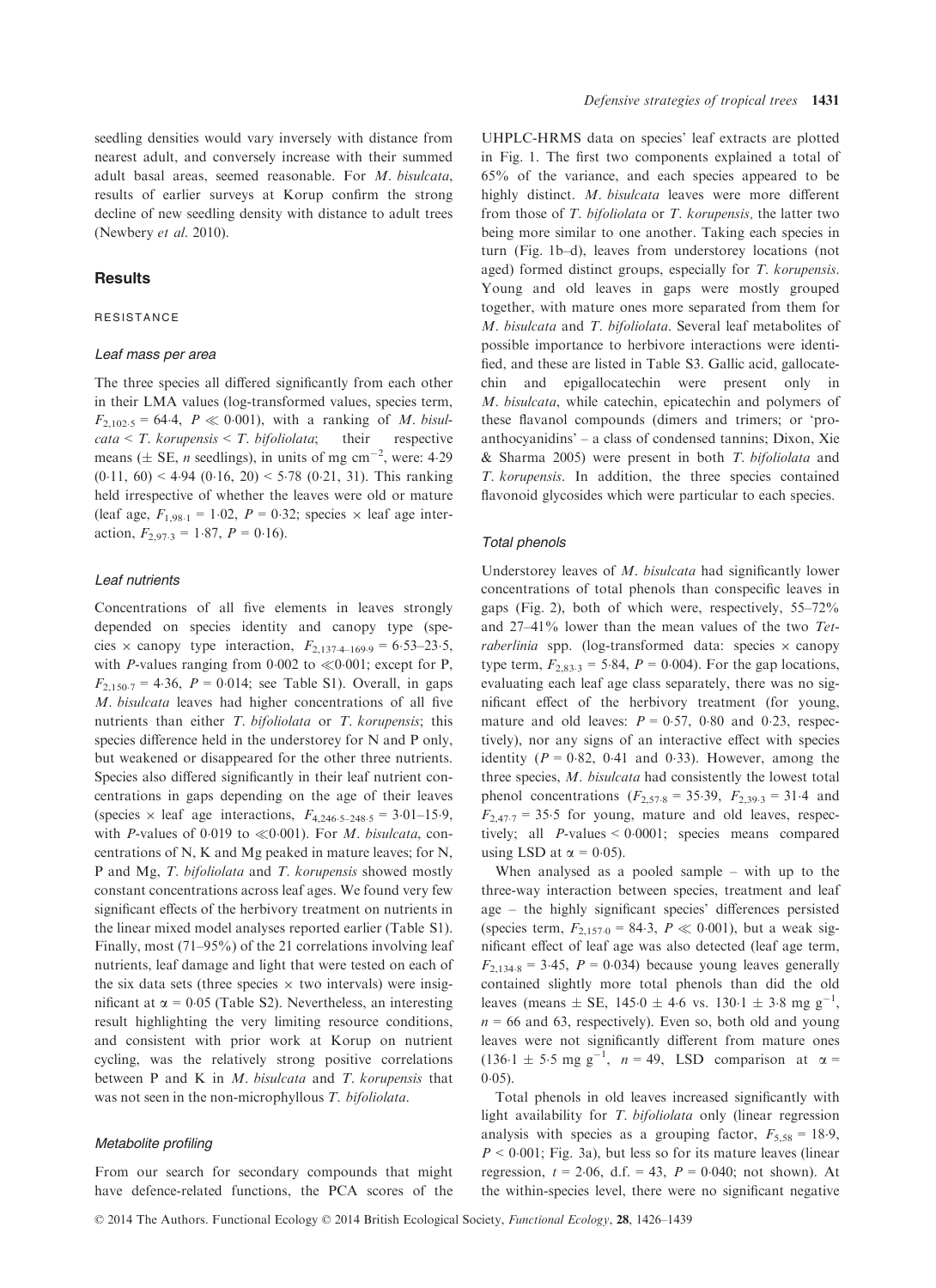seedling densities would vary inversely with distance from nearest adult, and conversely increase with their summed adult basal areas, seemed reasonable. For *M. bisulcata*, results of earlier surveys at Korup confirm the strong decline of new seedling density with distance to adult trees (Newbery *et al.* 2010).

## Results

### RESISTANCE

#### *Leaf mass per area*

The three species all differed significantly from each other in their LMA values (log-transformed values, species term, $F_{2,102 \cdot 5} = 64 \cdot 4$, $P \ll 0 \cdot 001$), with a ranking of *M. bisulcata* < *T. korupensis* < *T. bifoliolata*; their respective means ($\pm$ SE, *n* seedlings), in units of mg cm$^{-2}$, were: 4·29 (0·11, 60) < 4·94 (0·16, 20) < 5·78 (0·21, 31). This ranking held irrespective of whether the leaves were old or mature (leaf age, $F_{1,98 \cdot 1} = 1 \cdot 02$, $P = 0 \cdot 32$; species $\times$ leaf age interaction, $F_{2,97 \cdot 3} = 1 \cdot 87$, $P = 0 \cdot 16$).

#### *Leaf nutrients*

Concentrations of all five elements in leaves strongly depended on species identity and canopy type (species $\times$ canopy type interaction, $F_{2,137 \cdot 4-169 \cdot 9} = 6 \cdot 53$–$23 \cdot 5$, with *P*-values ranging from 0·002 to $\ll$0·001; except for P, $F_{2,150 \cdot 7} = 4 \cdot 36$, $P = 0 \cdot 014$; see Table S1). Overall, in gaps *M. bisulcata* leaves had higher concentrations of all five nutrients than either *T. bifoliolata* or *T. korupensis*; this species difference held in the understorey for N and P only, but weakened or disappeared for the other three nutrients. Species also differed significantly in their leaf nutrient concentrations in gaps depending on the age of their leaves (species $\times$ leaf age interactions, $F_{4,246 \cdot 5-248 \cdot 5} = 3 \cdot 01$–$15 \cdot 9$, with *P*-values of 0·019 to $\ll$0·001). For *M. bisulcata*, concentrations of N, K and Mg peaked in mature leaves; for N, P and Mg, *T. bifoliolata* and *T. korupensis* showed mostly constant concentrations across leaf ages. We found very few significant effects of the herbivory treatment on nutrients in the linear mixed model analyses reported earlier (Table S1). Finally, most (71–95%) of the 21 correlations involving leaf nutrients, leaf damage and light that were tested on each of the six data sets (three species $\times$ two intervals) were insignificant at $\alpha = 0 \cdot 05$ (Table S2). Nevertheless, an interesting result highlighting the very limiting resource conditions, and consistent with prior work at Korup on nutrient cycling, was the relatively strong positive correlations between P and K in *M. bisulcata* and *T. korupensis* that was not seen in the non-microphyllous *T. bifoliolata*.

#### *Metabolite profiling*

From our search for secondary compounds that might have defence-related functions, the PCA scores of the UHPLC-HRMS data on species' leaf extracts are plotted in Fig. 1. The first two components explained a total of 65% of the variance, and each species appeared to be highly distinct. *M. bisulcata* leaves were more different from those of *T. bifoliolata* or *T. korupensis,* the latter two being more similar to one another. Taking each species in turn (Fig. 1b–d), leaves from understorey locations (not aged) formed distinct groups, especially for *T. korupensis*. Young and old leaves in gaps were mostly grouped together, with mature ones more separated from them for *M. bisulcata* and *T. bifoliolata*. Several leaf metabolites of possible importance to herbivore interactions were identified, and these are listed in Table S3. Gallic acid, gallocatechin and epigallocatechin were present only in *M. bisulcata*, while catechin, epicatechin and polymers of these flavanol compounds (dimers and trimers; or 'proanthocyanidins' – a class of condensed tannins; Dixon, Xie & Sharma 2005) were present in both *T. bifoliolata* and *T. korupensis*. In addition, the three species contained flavonoid glycosides which were particular to each species.

#### *Total phenols*

Understorey leaves of *M. bisulcata* had significantly lower concentrations of total phenols than conspecific leaves in gaps (Fig. 2), both of which were, respectively, 55–72% and 27–41% lower than the mean values of the two *Tetraberlinia* spp. (log-transformed data: species $\times$ canopy type term, $F_{2,83 \cdot 3} = 5 \cdot 84$, $P = 0 \cdot 004$). For the gap locations, evaluating each leaf age class separately, there was no significant effect of the herbivory treatment (for young, mature and old leaves: $P = 0 \cdot 57$, $0 \cdot 80$ and $0 \cdot 23$, respectively), nor any signs of an interactive effect with species identity ($P = 0 \cdot 82$, $0 \cdot 41$ and $0 \cdot 33$). However, among the three species, *M. bisulcata* had consistently the lowest total phenol concentrations ($F_{2,57 \cdot 8} = 35 \cdot 39$, $F_{2,39 \cdot 3} = 31 \cdot 4$ and $F_{2,47 \cdot 7} = 35 \cdot 5$ for young, mature and old leaves, respectively; all *P*-values < 0·0001; species means compared using LSD at $\alpha = 0 \cdot 05$).

When analysed as a pooled sample – with up to the three-way interaction between species, treatment and leaf age – the highly significant species' differences persisted (species term, $F_{2,157 \cdot 0} = 84 \cdot 3$, $P \ll 0 \cdot 001$), but a weak significant effect of leaf age was also detected (leaf age term, $F_{2,134 \cdot 8} = 3 \cdot 45$, $P = 0 \cdot 034$) because young leaves generally contained slightly more total phenols than did the old leaves (means $\pm$ SE, $145 \cdot 0 \pm 4 \cdot 6$ vs. $130 \cdot 1 \pm 3 \cdot 8$ mg g$^{-1}$, $n = 66$ and 63, respectively). Even so, both old and young leaves were not significantly different from mature ones ($136 \cdot 1 \pm 5 \cdot 5$ mg g$^{-1}$, $n = 49$, LSD comparison at $\alpha = 0 \cdot 05$).

Total phenols in old leaves increased significantly with light availability for *T. bifoliolata* only (linear regression analysis with species as a grouping factor, $F_{5,58} = 18 \cdot 9$, $P < 0 \cdot 001$; Fig. 3a), but less so for its mature leaves (linear regression, $t = 2 \cdot 06$, d.f. = 43, $P = 0 \cdot 040$; not shown). At the within-species level, there were no significant negative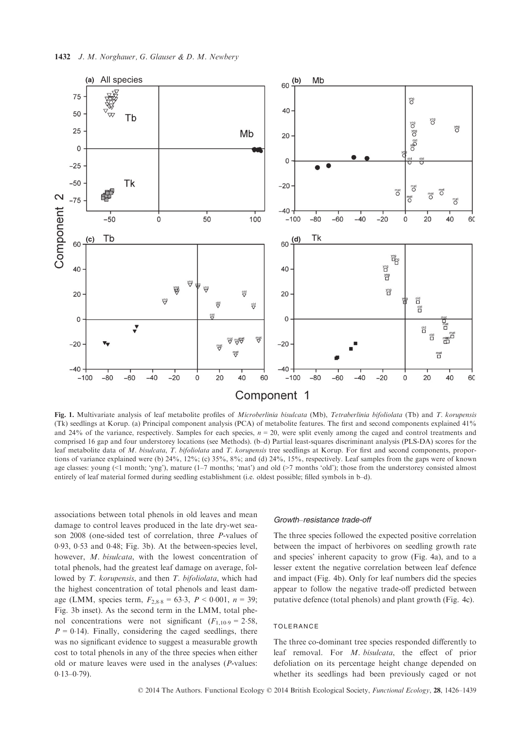**Fig. 1.** Multivariate analysis of leaf metabolite profiles of *Microberlinia bisulcata* (Mb), *Tetraberlinia bifoliolata* (Tb) and *T. korupensis* (Tk) seedlings at Korup. (a) Principal component analysis (PCA) of metabolite features. The first and second components explained 41% and 24% of the variance, respectively. Samples for each species, $n = 20$, were split evenly among the caged and control treatments and comprised 16 gap and four understorey locations (see Methods). (b–d) Partial least-squares discriminant analysis (PLS-DA) scores for the leaf metabolite data of *M. bisulcata*, *T. bifoliolata* and *T. korupensis* tree seedlings at Korup. For first and second components, proportions of variance explained were (b) 24%, 12%; (c) 35%, 8%; and (d) 24%, 15%, respectively. Leaf samples from the gaps were of known age classes: young (<1 month; 'yng'), mature (1–7 months; 'mat') and old (>7 months 'old'); those from the understorey consisted almost entirely of leaf material formed during seedling establishment (i.e. oldest possible; filled symbols in b–d).

associations between total phenols in old leaves and mean damage to control leaves produced in the late dry-wet season 2008 (one-sided test of correlation, three *P*-values of 0·93, 0·53 and 0·48; Fig. 3b). At the between-species level, however, *M. bisulcata*, with the lowest concentration of total phenols, had the greatest leaf damage on average, followed by *T. korupensis*, and then *T. bifoliolata*, which had the highest concentration of total phenols and least damage (LMM, species term, $F_{2,8·8} = 63·3$, $P < 0·001$, $n = 39$; Fig. 3b inset). As the second term in the LMM, total phenol concentrations were not significant ($F_{1,10·9} = 2·58$, $P = 0·14$). Finally, considering the caged seedlings, there was no significant evidence to suggest a measurable growth cost to total phenols in any of the three species when either old or mature leaves were used in the analyses (*P*-values: 0·13–0·79).

### *Growth–resistance trade-off*

The three species followed the expected positive correlation between the impact of herbivores on seedling growth rate and species' inherent capacity to grow (Fig. 4a), and to a lesser extent the negative correlation between leaf defence and impact (Fig. 4b). Only for leaf numbers did the species appear to follow the negative trade-off predicted between putative defence (total phenols) and plant growth (Fig. 4c).

### TOLERANCE

The three co-dominant tree species responded differently to leaf removal. For *M. bisulcata*, the effect of prior defoliation on its percentage height change depended on whether its seedlings had been previously caged or not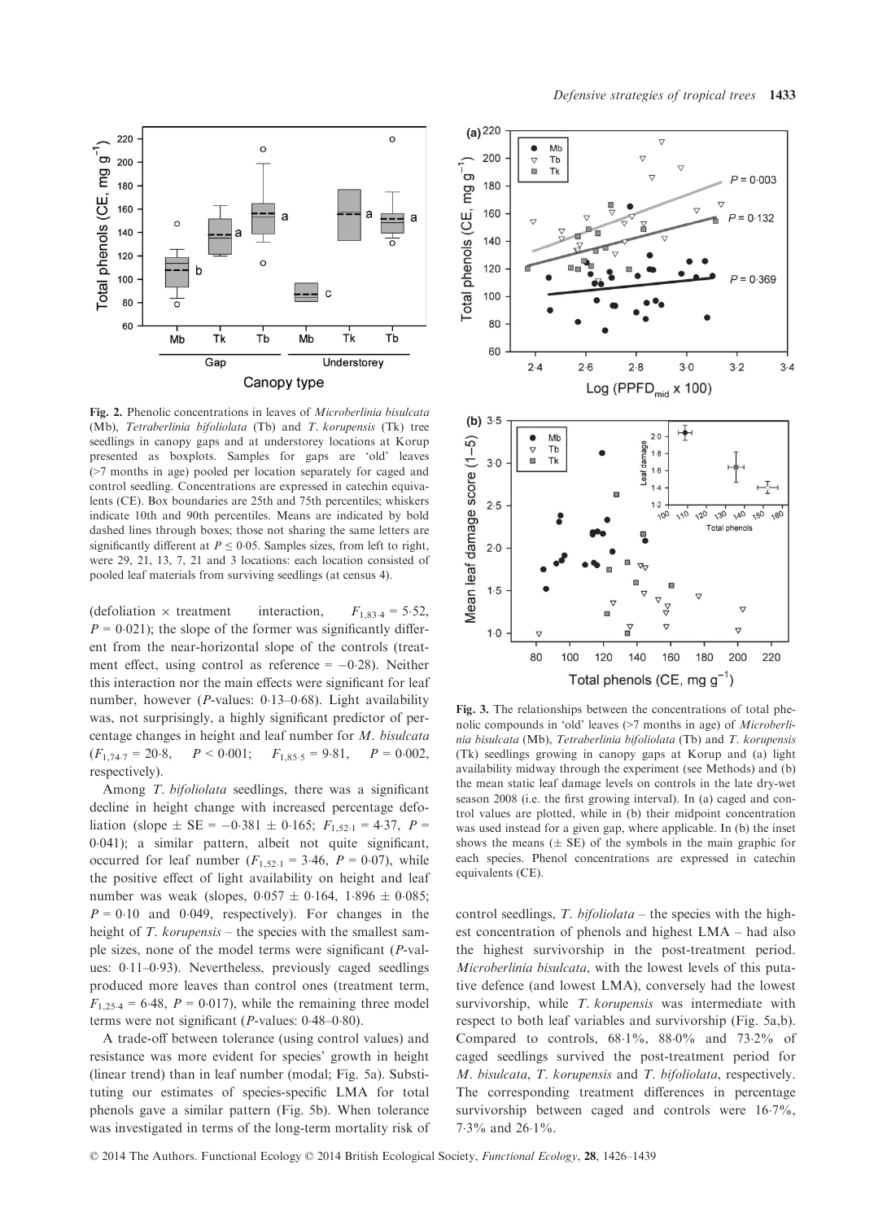Fig. 2. Phenolic concentrations in leaves of *Microberlinia bisulcata* (Mb), *Tetraberlinia bifoliolata* (Tb) and *T. korupensis* (Tk) tree seedlings in canopy gaps and at understorey locations at Korup presented as boxplots. Samples for gaps are 'old' leaves (>7 months in age) pooled per location separately for caged and control seedling. Concentrations are expressed in catechin equivalents (CE). Box boundaries are 25th and 75th percentiles; whiskers indicate 10th and 90th percentiles. Means are indicated by bold dashed lines through boxes; those not sharing the same letters are significantly different at $P \leq 0.05$. Samples sizes, from left to right, were 29, 21, 13, 7, 21 and 3 locations: each location consisted of pooled leaf materials from surviving seedlings (at census 4).

(defoliation × treatment interaction, $F_{1,83.4} = 5.52$, $P = 0.021$); the slope of the former was significantly different from the near-horizontal slope of the controls (treatment effect, using control as reference = −0·28). Neither this interaction nor the main effects were significant for leaf number, however (*P*-values: 0·13–0·68). Light availability was, not surprisingly, a highly significant predictor of percentage changes in height and leaf number for *M. bisulcata* ($F_{1,74.7} = 20.8$, $P < 0.001$; $F_{1,85.5} = 9.81$, $P = 0.002$, respectively).

Among *T. bifoliolata* seedlings, there was a significant decline in height change with increased percentage defoliation (slope ± SE = −0·381 ± 0·165; $F_{1,52.1} = 4.37$, $P = 0.041$); a similar pattern, albeit not quite significant, occurred for leaf number ($F_{1,52.1} = 3.46$, $P = 0.07$), while the positive effect of light availability on height and leaf number was weak (slopes, 0·057 ± 0·164, 1·896 ± 0·085; $P = 0.10$ and 0·049, respectively). For changes in the height of *T. korupensis* – the species with the smallest sample sizes, none of the model terms were significant (*P*-values: 0·11–0·93). Nevertheless, previously caged seedlings produced more leaves than control ones (treatment term, $F_{1,25.4} = 6.48$, $P = 0.017$), while the remaining three model terms were not significant (*P*-values: 0·48–0·80).

A trade-off between tolerance (using control values) and resistance was more evident for species' growth in height (linear trend) than in leaf number (modal; Fig. 5a). Substituting our estimates of species-specific LMA for total phenols gave a similar pattern (Fig. 5b). When tolerance was investigated in terms of the long-term mortality risk of control seedlings, *T. bifoliolata* – the species with the highest concentration of phenols and highest LMA – had also the highest survivorship in the post-treatment period. *Microberlinia bisulcata*, with the lowest levels of this putative defence (and lowest LMA), conversely had the lowest survivorship, while *T. korupensis* was intermediate with respect to both leaf variables and survivorship (Fig. 5a,b). Compared to controls, 68·1%, 88·0% and 73·2% of caged seedlings survived the post-treatment period for *M. bisulcata*, *T. korupensis* and *T. bifoliolata*, respectively. The corresponding treatment differences in percentage survivorship between caged and controls were 16·7%, 7·3% and 26·1%.

Fig. 3. The relationships between the concentrations of total phenolic compounds in 'old' leaves (>7 months in age) of *Microberlinia bisulcata* (Mb), *Tetraberlinia bifoliolata* (Tb) and *T. korupensis* (Tk) seedlings growing in canopy gaps at Korup and (a) light availability midway through the experiment (see Methods) and (b) the mean static leaf damage levels on controls in the late dry-wet season 2008 (i.e. the first growing interval). In (a) caged and control values are plotted, while in (b) their midpoint concentration was used instead for a given gap, where applicable. In (b) the inset shows the means (± SE) of the symbols in the main graphic for each species. Phenol concentrations are expressed in catechin equivalents (CE).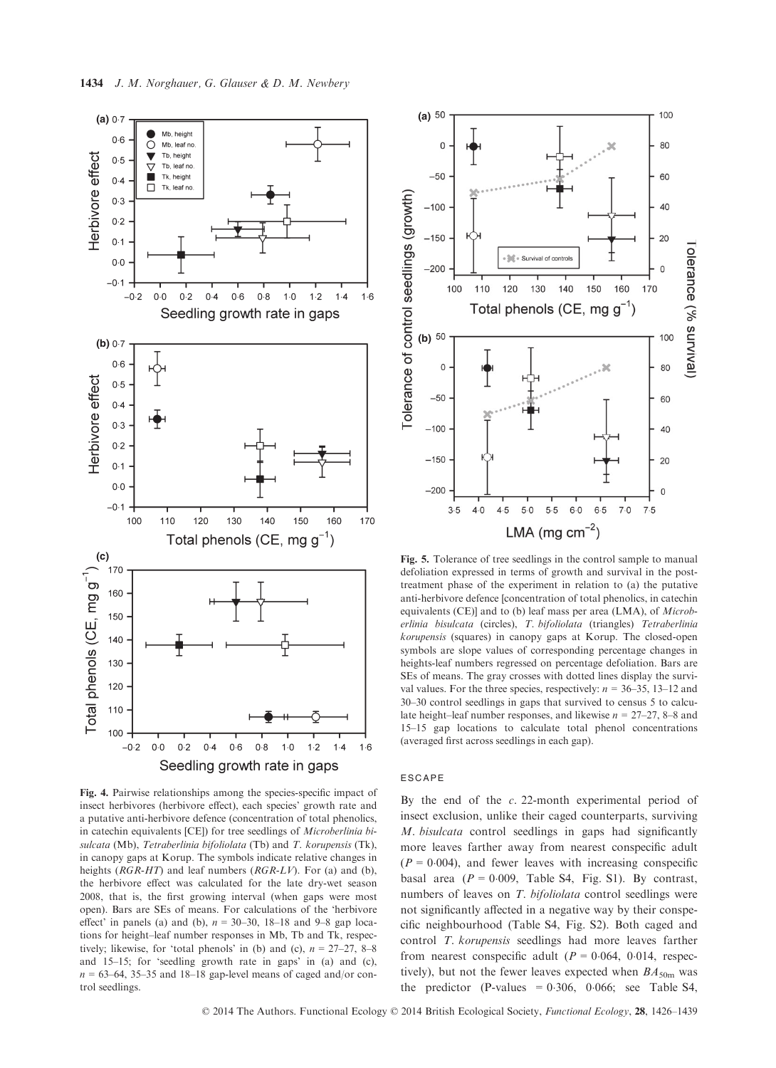Fig. 4. Pairwise relationships among the species-specific impact of insect herbivores (herbivore effect), each species' growth rate and a putative anti-herbivore defence (concentration of total phenolics, in catechin equivalents [CE]) for tree seedlings of *Microberlinia bisulcata* (Mb), *Tetraberlinia bifoliolata* (Tb) and *T. korupensis* (Tk), in canopy gaps at Korup. The symbols indicate relative changes in heights (*RGR-HT*) and leaf numbers (*RGR-LV*). For (a) and (b), the herbivore effect was calculated for the late dry-wet season 2008, that is, the first growing interval (when gaps were most open). Bars are SEs of means. For calculations of the 'herbivore effect' in panels (a) and (b), $n$ = 30–30, 18–18 and 9–8 gap locations for height–leaf number responses in Mb, Tb and Tk, respectively; likewise, for 'total phenols' in (b) and (c), $n$ = 27–27, 8–8 and 15–15; for 'seedling growth rate in gaps' in (a) and (c), $n$ = 63–64, 35–35 and 18–18 gap-level means of caged and/or control seedlings.

Fig. 5. Tolerance of tree seedlings in the control sample to manual defoliation expressed in terms of growth and survival in the post-treatment phase of the experiment in relation to (a) the putative anti-herbivore defence [concentration of total phenolics, in catechin equivalents (CE)] and to (b) leaf mass per area (LMA), of *Microberlinia bisulcata* (circles), *T. bifoliolata* (triangles) *Tetraberlinia korupensis* (squares) in canopy gaps at Korup. The closed-open symbols are slope values of corresponding percentage changes in heights-leaf numbers regressed on percentage defoliation. Bars are SEs of means. The gray crosses with dotted lines display the survival values. For the three species, respectively: $n$ = 36–35, 13–12 and 30–30 control seedlings in gaps that survived to census 5 to calculate height–leaf number responses, and likewise $n$ = 27–27, 8–8 and 15–15 gap locations to calculate total phenol concentrations (averaged first across seedlings in each gap).

## ESCAPE

By the end of the *c.* 22-month experimental period of insect exclusion, unlike their caged counterparts, surviving *M. bisulcata* control seedlings in gaps had significantly more leaves farther away from nearest conspecific adult ($P = 0{\cdot}004$), and fewer leaves with increasing conspecific basal area ($P = 0{\cdot}009$, Table S4, Fig. S1). By contrast, numbers of leaves on *T. bifoliolata* control seedlings were not significantly affected in a negative way by their conspecific neighbourhood (Table S4, Fig. S2). Both caged and control *T. korupensis* seedlings had more leaves farther from nearest conspecific adult ($P = 0{\cdot}064$, $0{\cdot}014$, respectively), but not the fewer leaves expected when $BA_{50m}$ was the predictor (P-values = 0·306, 0·066; see Table S4,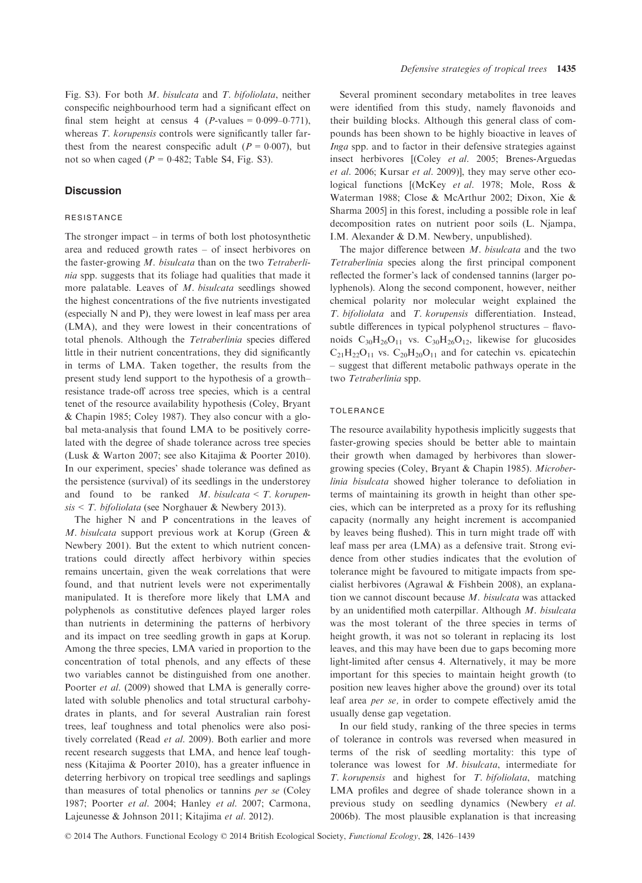Fig. S3). For both *M. bisulcata* and *T. bifoliolata*, neither conspecific neighbourhood term had a significant effect on final stem height at census 4 ($P$-values = 0·099–0·771), whereas *T. korupensis* controls were significantly taller farthest from the nearest conspecific adult ($P = 0·007$), but not so when caged ($P = 0·482$; Table S4, Fig. S3).

## Discussion

### RESISTANCE

The stronger impact – in terms of both lost photosynthetic area and reduced growth rates – of insect herbivores on the faster-growing *M. bisulcata* than on the two *Tetraberlinia* spp. suggests that its foliage had qualities that made it more palatable. Leaves of *M. bisulcata* seedlings showed the highest concentrations of the five nutrients investigated (especially N and P), they were lowest in leaf mass per area (LMA), and they were lowest in their concentrations of total phenols. Although the *Tetraberlinia* species differed little in their nutrient concentrations, they did significantly in terms of LMA. Taken together, the results from the present study lend support to the hypothesis of a growth–resistance trade-off across tree species, which is a central tenet of the resource availability hypothesis (Coley, Bryant & Chapin 1985; Coley 1987). They also concur with a global meta-analysis that found LMA to be positively correlated with the degree of shade tolerance across tree species (Lusk & Warton 2007; see also Kitajima & Poorter 2010). In our experiment, species' shade tolerance was defined as the persistence (survival) of its seedlings in the understorey and found to be ranked *M. bisulcata* < *T. korupensis* < *T. bifoliolata* (see Norghauer & Newbery 2013).

The higher N and P concentrations in the leaves of *M. bisulcata* support previous work at Korup (Green & Newbery 2001). But the extent to which nutrient concentrations could directly affect herbivory within species remains uncertain, given the weak correlations that were found, and that nutrient levels were not experimentally manipulated. It is therefore more likely that LMA and polyphenols as constitutive defences played larger roles than nutrients in determining the patterns of herbivory and its impact on tree seedling growth in gaps at Korup. Among the three species, LMA varied in proportion to the concentration of total phenols, and any effects of these two variables cannot be distinguished from one another. Poorter *et al.* (2009) showed that LMA is generally correlated with soluble phenolics and total structural carbohydrates in plants, and for several Australian rain forest trees, leaf toughness and total phenolics were also positively correlated (Read *et al.* 2009). Both earlier and more recent research suggests that LMA, and hence leaf toughness (Kitajima & Poorter 2010), has a greater influence in deterring herbivory on tropical tree seedlings and saplings than measures of total phenolics or tannins *per se* (Coley 1987; Poorter *et al.* 2004; Hanley *et al.* 2007; Carmona, Lajeunesse & Johnson 2011; Kitajima *et al.* 2012).

Several prominent secondary metabolites in tree leaves were identified from this study, namely flavonoids and their building blocks. Although this general class of compounds has been shown to be highly bioactive in leaves of *Inga* spp. and to factor in their defensive strategies against insect herbivores [(Coley *et al.* 2005; Brenes-Arguedas *et al.* 2006; Kursar *et al.* 2009)], they may serve other ecological functions [(McKey *et al.* 1978; Mole, Ross & Waterman 1988; Close & McArthur 2002; Dixon, Xie & Sharma 2005] in this forest, including a possible role in leaf decomposition rates on nutrient poor soils (L. Njampa, I.M. Alexander & D.M. Newbery, unpublished).

The major difference between *M. bisulcata* and the two *Tetraberlinia* species along the first principal component reflected the former's lack of condensed tannins (larger polyphenols). Along the second component, however, neither chemical polarity nor molecular weight explained the *T. bifoliolata* and *T. korupensis* differentiation. Instead, subtle differences in typical polyphenol structures – flavonoids $C_{30}H_{26}O_{11}$ vs. $C_{30}H_{26}O_{12}$, likewise for glucosides $C_{21}H_{22}O_{11}$ vs. $C_{20}H_{20}O_{11}$ and for catechin vs. epicatechin – suggest that different metabolic pathways operate in the two *Tetraberlinia* spp.

### TOLERANCE

The resource availability hypothesis implicitly suggests that faster-growing species should be better able to maintain their growth when damaged by herbivores than slower-growing species (Coley, Bryant & Chapin 1985). *Microberlinia bisulcata* showed higher tolerance to defoliation in terms of maintaining its growth in height than other species, which can be interpreted as a proxy for its reflushing capacity (normally any height increment is accompanied by leaves being flushed). This in turn might trade off with leaf mass per area (LMA) as a defensive trait. Strong evidence from other studies indicates that the evolution of tolerance might be favoured to mitigate impacts from specialist herbivores (Agrawal & Fishbein 2008), an explanation we cannot discount because *M. bisulcata* was attacked by an unidentified moth caterpillar. Although *M. bisulcata* was the most tolerant of the three species in terms of height growth, it was not so tolerant in replacing its lost leaves, and this may have been due to gaps becoming more light-limited after census 4. Alternatively, it may be more important for this species to maintain height growth (to position new leaves higher above the ground) over its total leaf area *per se,* in order to compete effectively amid the usually dense gap vegetation.

In our field study, ranking of the three species in terms of tolerance in controls was reversed when measured in terms of the risk of seedling mortality: this type of tolerance was lowest for *M. bisulcata*, intermediate for *T. korupensis* and highest for *T. bifoliolata*, matching LMA profiles and degree of shade tolerance shown in a previous study on seedling dynamics (Newbery *et al.* 2006b). The most plausible explanation is that increasing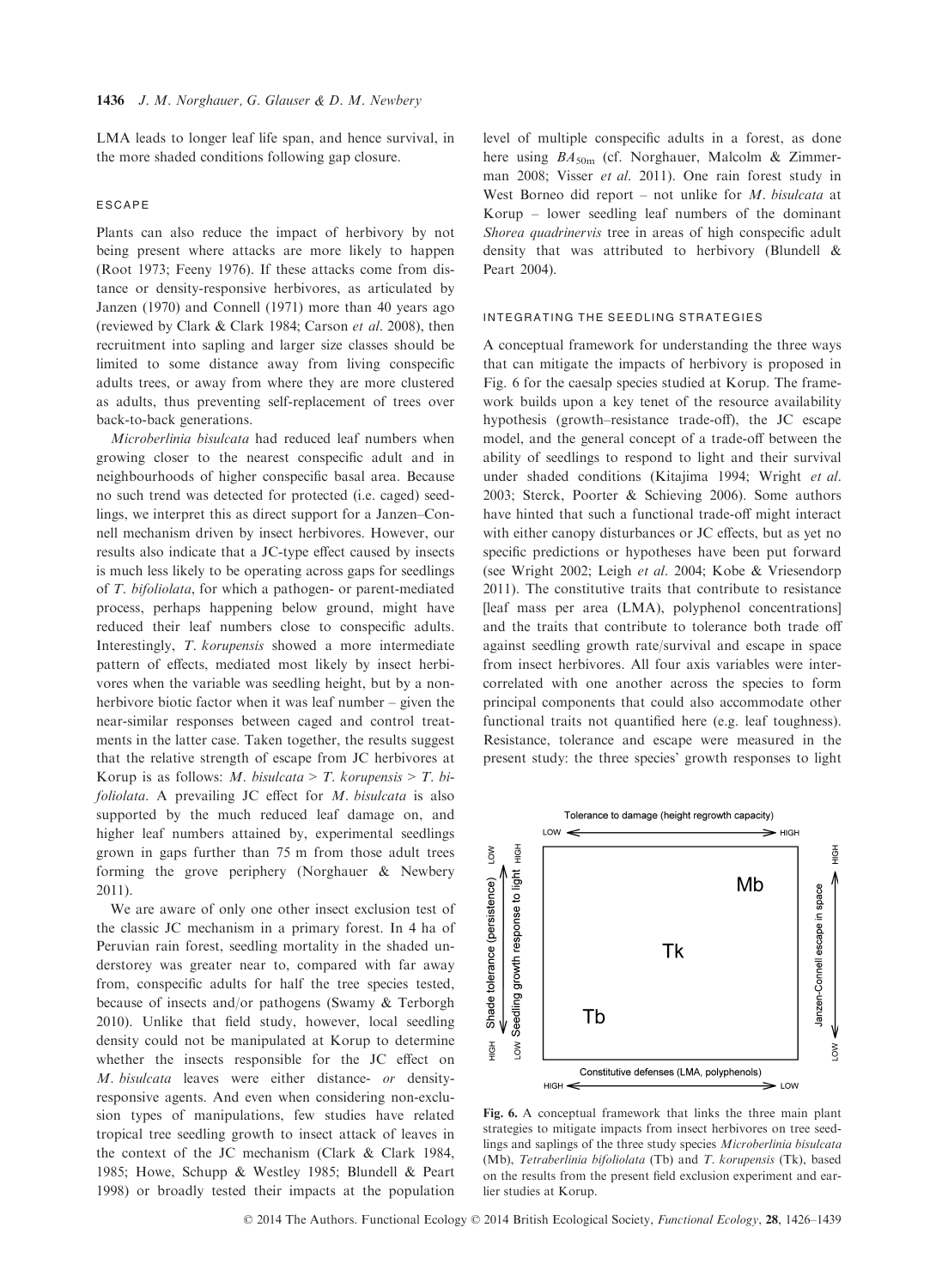LMA leads to longer leaf life span, and hence survival, in the more shaded conditions following gap closure.

#### ESCAPE

Plants can also reduce the impact of herbivory by not being present where attacks are more likely to happen (Root 1973; Feeny 1976). If these attacks come from distance or density-responsive herbivores, as articulated by Janzen (1970) and Connell (1971) more than 40 years ago (reviewed by Clark & Clark 1984; Carson *et al.* 2008), then recruitment into sapling and larger size classes should be limited to some distance away from living conspecific adults trees, or away from where they are more clustered as adults, thus preventing self-replacement of trees over back-to-back generations.

*Microberlinia bisulcata* had reduced leaf numbers when growing closer to the nearest conspecific adult and in neighbourhoods of higher conspecific basal area. Because no such trend was detected for protected (i.e. caged) seedlings, we interpret this as direct support for a Janzen–Connell mechanism driven by insect herbivores. However, our results also indicate that a JC-type effect caused by insects is much less likely to be operating across gaps for seedlings of *T. bifoliolata*, for which a pathogen- or parent-mediated process, perhaps happening below ground, might have reduced their leaf numbers close to conspecific adults. Interestingly, *T. korupensis* showed a more intermediate pattern of effects, mediated most likely by insect herbivores when the variable was seedling height, but by a non-herbivore biotic factor when it was leaf number – given the near-similar responses between caged and control treatments in the latter case. Taken together, the results suggest that the relative strength of escape from JC herbivores at Korup is as follows: *M. bisulcata* > *T. korupensis* > *T. bifoliolata*. A prevailing JC effect for *M. bisulcata* is also supported by the much reduced leaf damage on, and higher leaf numbers attained by, experimental seedlings grown in gaps further than 75 m from those adult trees forming the grove periphery (Norghauer & Newbery 2011).

We are aware of only one other insect exclusion test of the classic JC mechanism in a primary forest. In 4 ha of Peruvian rain forest, seedling mortality in the shaded understorey was greater near to, compared with far away from, conspecific adults for half the tree species tested, because of insects and/or pathogens (Swamy & Terborgh 2010). Unlike that field study, however, local seedling density could not be manipulated at Korup to determine whether the insects responsible for the JC effect on *M. bisulcata* leaves were either distance- *or* density-responsive agents. And even when considering non-exclusion types of manipulations, few studies have related tropical tree seedling growth to insect attack of leaves in the context of the JC mechanism (Clark & Clark 1984, 1985; Howe, Schupp & Westley 1985; Blundell & Peart 1998) or broadly tested their impacts at the population level of multiple conspecific adults in a forest, as done here using $BA_{50m}$ (cf. Norghauer, Malcolm & Zimmerman 2008; Visser *et al.* 2011). One rain forest study in West Borneo did report – not unlike for *M. bisulcata* at Korup – lower seedling leaf numbers of the dominant *Shorea quadrinervis* tree in areas of high conspecific adult density that was attributed to herbivory (Blundell & Peart 2004).

#### INTEGRATING THE SEEDLING STRATEGIES

A conceptual framework for understanding the three ways that can mitigate the impacts of herbivory is proposed in Fig. 6 for the caesalp species studied at Korup. The framework builds upon a key tenet of the resource availability hypothesis (growth–resistance trade-off), the JC escape model, and the general concept of a trade-off between the ability of seedlings to respond to light and their survival under shaded conditions (Kitajima 1994; Wright *et al.* 2003; Sterck, Poorter & Schieving 2006). Some authors have hinted that such a functional trade-off might interact with either canopy disturbances or JC effects, but as yet no specific predictions or hypotheses have been put forward (see Wright 2002; Leigh *et al.* 2004; Kobe & Vriesendorp 2011). The constitutive traits that contribute to resistance [leaf mass per area (LMA), polyphenol concentrations] and the traits that contribute to tolerance both trade off against seedling growth rate/survival and escape in space from insect herbivores. All four axis variables were intercorrelated with one another across the species to form principal components that could also accommodate other functional traits not quantified here (e.g. leaf toughness). Resistance, tolerance and escape were measured in the present study: the three species' growth responses to light

Fig. 6. A conceptual framework that links the three main plant strategies to mitigate impacts from insect herbivores on tree seedlings and saplings of the three study species *Microberlinia bisulcata* (Mb), *Tetraberlinia bifoliolata* (Tb) and *T. korupensis* (Tk), based on the results from the present field exclusion experiment and earlier studies at Korup.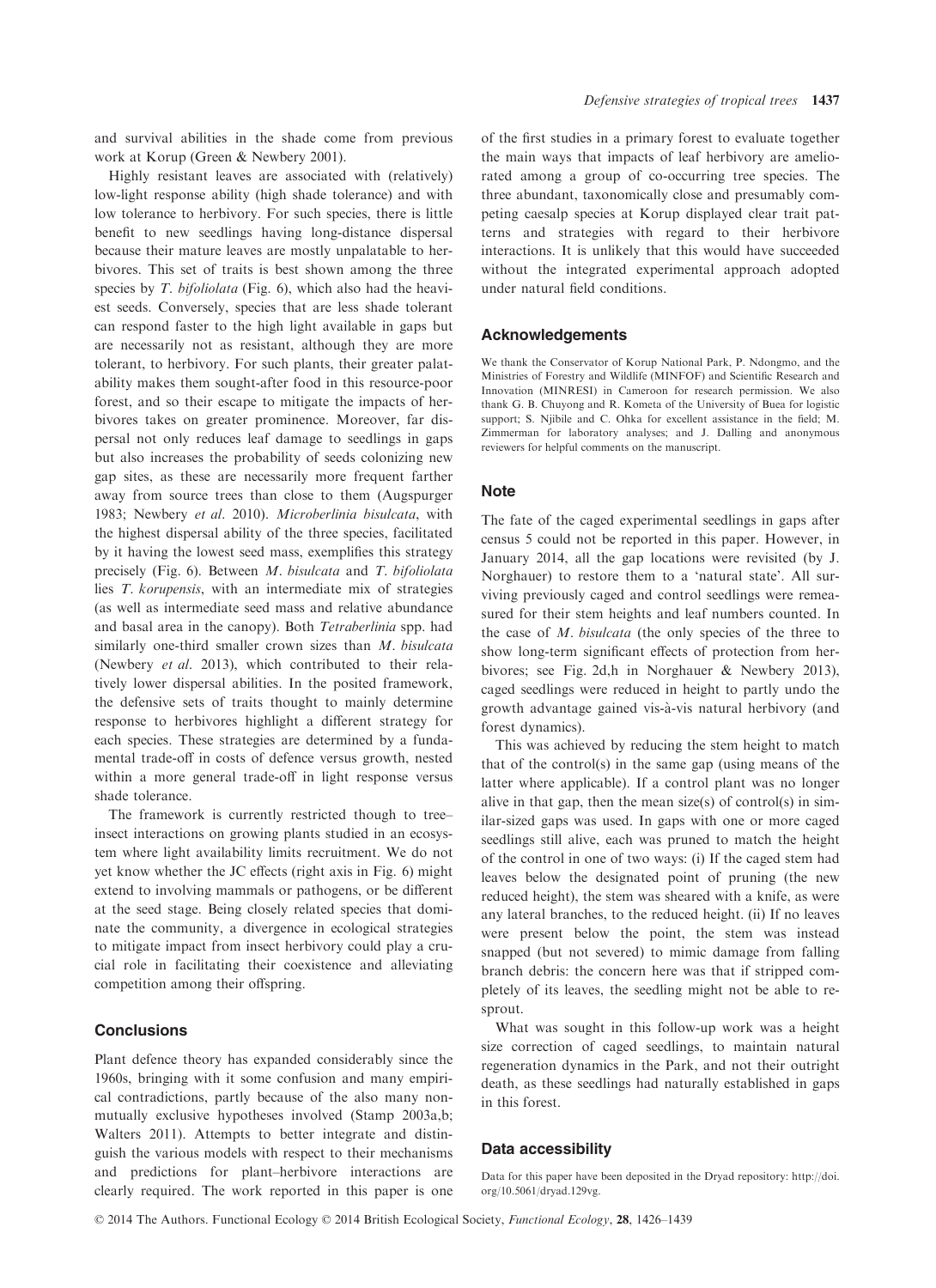and survival abilities in the shade come from previous work at Korup (Green & Newbery 2001).

Highly resistant leaves are associated with (relatively) low-light response ability (high shade tolerance) and with low tolerance to herbivory. For such species, there is little benefit to new seedlings having long-distance dispersal because their mature leaves are mostly unpalatable to herbivores. This set of traits is best shown among the three species by *T. bifoliolata* (Fig. 6), which also had the heaviest seeds. Conversely, species that are less shade tolerant can respond faster to the high light available in gaps but are necessarily not as resistant, although they are more tolerant, to herbivory. For such plants, their greater palatability makes them sought-after food in this resource-poor forest, and so their escape to mitigate the impacts of herbivores takes on greater prominence. Moreover, far dispersal not only reduces leaf damage to seedlings in gaps but also increases the probability of seeds colonizing new gap sites, as these are necessarily more frequent farther away from source trees than close to them (Augspurger 1983; Newbery *et al*. 2010). *Microberlinia bisulcata*, with the highest dispersal ability of the three species, facilitated by it having the lowest seed mass, exemplifies this strategy precisely (Fig. 6). Between *M. bisulcata* and *T. bifoliolata* lies *T. korupensis*, with an intermediate mix of strategies (as well as intermediate seed mass and relative abundance and basal area in the canopy). Both *Tetraberlinia* spp. had similarly one-third smaller crown sizes than *M. bisulcata* (Newbery *et al*. 2013), which contributed to their relatively lower dispersal abilities. In the posited framework, the defensive sets of traits thought to mainly determine response to herbivores highlight a different strategy for each species. These strategies are determined by a fundamental trade-off in costs of defence versus growth, nested within a more general trade-off in light response versus shade tolerance.

The framework is currently restricted though to tree–insect interactions on growing plants studied in an ecosystem where light availability limits recruitment. We do not yet know whether the JC effects (right axis in Fig. 6) might extend to involving mammals or pathogens, or be different at the seed stage. Being closely related species that dominate the community, a divergence in ecological strategies to mitigate impact from insect herbivory could play a crucial role in facilitating their coexistence and alleviating competition among their offspring.

## Conclusions

Plant defence theory has expanded considerably since the 1960s, bringing with it some confusion and many empirical contradictions, partly because of the also many non-mutually exclusive hypotheses involved (Stamp 2003a,b; Walters 2011). Attempts to better integrate and distinguish the various models with respect to their mechanisms and predictions for plant–herbivore interactions are clearly required. The work reported in this paper is one of the first studies in a primary forest to evaluate together the main ways that impacts of leaf herbivory are ameliorated among a group of co-occurring tree species. The three abundant, taxonomically close and presumably competing caesalp species at Korup displayed clear trait patterns and strategies with regard to their herbivore interactions. It is unlikely that this would have succeeded without the integrated experimental approach adopted under natural field conditions.

## Acknowledgements

We thank the Conservator of Korup National Park, P. Ndongmo, and the Ministries of Forestry and Wildlife (MINFOF) and Scientific Research and Innovation (MINRESI) in Cameroon for research permission. We also thank G. B. Chuyong and R. Kometa of the University of Buea for logistic support; S. Njibile and C. Ohka for excellent assistance in the field; M. Zimmerman for laboratory analyses; and J. Dalling and anonymous reviewers for helpful comments on the manuscript.

## Note

The fate of the caged experimental seedlings in gaps after census 5 could not be reported in this paper. However, in January 2014, all the gap locations were revisited (by J. Norghauer) to restore them to a 'natural state'. All surviving previously caged and control seedlings were remeasured for their stem heights and leaf numbers counted. In the case of *M. bisulcata* (the only species of the three to show long-term significant effects of protection from herbivores; see Fig. 2d,h in Norghauer & Newbery 2013), caged seedlings were reduced in height to partly undo the growth advantage gained vis-à-vis natural herbivory (and forest dynamics).

This was achieved by reducing the stem height to match that of the control(s) in the same gap (using means of the latter where applicable). If a control plant was no longer alive in that gap, then the mean size(s) of control(s) in similar-sized gaps was used. In gaps with one or more caged seedlings still alive, each was pruned to match the height of the control in one of two ways: (i) If the caged stem had leaves below the designated point of pruning (the new reduced height), the stem was sheared with a knife, as were any lateral branches, to the reduced height. (ii) If no leaves were present below the point, the stem was instead snapped (but not severed) to mimic damage from falling branch debris: the concern here was that if stripped completely of its leaves, the seedling might not be able to re-sprout.

What was sought in this follow-up work was a height size correction of caged seedlings, to maintain natural regeneration dynamics in the Park, and not their outright death, as these seedlings had naturally established in gaps in this forest.

## Data accessibility

Data for this paper have been deposited in the Dryad repository: http://doi.org/10.5061/dryad.129vg.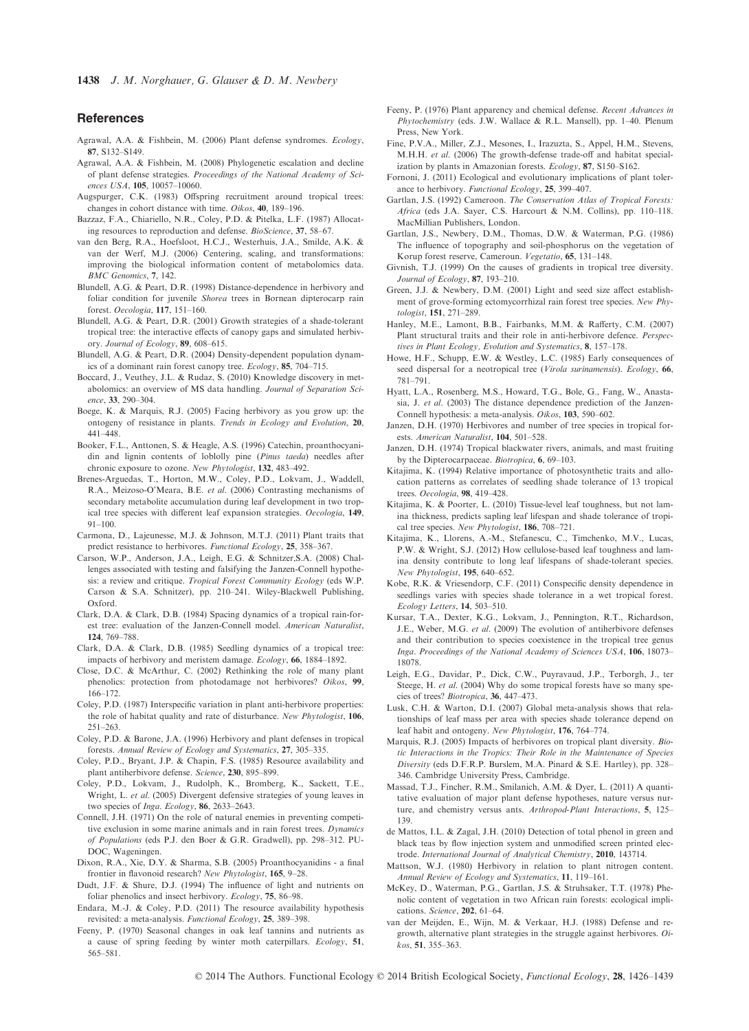## References

Agrawal, A.A. & Fishbein, M. (2006) Plant defense syndromes. *Ecology*, **87**, S132–S149.

Agrawal, A.A. & Fishbein, M. (2008) Phylogenetic escalation and decline of plant defense strategies. *Proceedings of the National Academy of Sciences USA*, **105**, 10057–10060.

Augspurger, C.K. (1983) Offspring recruitment around tropical trees: changes in cohort distance with time. *Oikos*, **40**, 189–196.

Bazzaz, F.A., Chiariello, N.R., Coley, P.D. & Pitelka, L.F. (1987) Allocating resources to reproduction and defense. *BioScience*, **37**, 58–67.

van den Berg, R.A., Hoefsloot, H.C.J., Westerhuis, J.A., Smilde, A.K. & van der Werf, M.J. (2006) Centering, scaling, and transformations: improving the biological information content of metabolomics data. *BMC Genomics*, **7**, 142.

Blundell, A.G. & Peart, D.R. (1998) Distance-dependence in herbivory and foliar condition for juvenile *Shorea* trees in Bornean dipterocarp rain forest. *Oecologia*, **117**, 151–160.

Blundell, A.G. & Peart, D.R. (2001) Growth strategies of a shade-tolerant tropical tree: the interactive effects of canopy gaps and simulated herbivory. *Journal of Ecology*, **89**, 608–615.

Blundell, A.G. & Peart, D.R. (2004) Density-dependent population dynamics of a dominant rain forest canopy tree. *Ecology*, **85**, 704–715.

Boccard, J., Veuthey, J.L. & Rudaz, S. (2010) Knowledge discovery in metabolomics: an overview of MS data handling. *Journal of Separation Science*, **33**, 290–304.

Boege, K. & Marquis, R.J. (2005) Facing herbivory as you grow up: the ontogeny of resistance in plants. *Trends in Ecology and Evolution*, **20**, 441–448.

Booker, F.L., Anttonen, S. & Heagle, A.S. (1996) Catechin, proanthocyanidin and lignin contents of loblolly pine (*Pinus taeda*) needles after chronic exposure to ozone. *New Phytologist*, **132**, 483–492.

Brenes-Arguedas, T., Horton, M.W., Coley, P.D., Lokvam, J., Waddell, R.A., Meizoso-O'Meara, B.E. *et al.* (2006) Contrasting mechanisms of secondary metabolite accumulation during leaf development in two tropical tree species with different leaf expansion strategies. *Oecologia*, **149**, 91–100.

Carmona, D., Lajeunesse, M.J. & Johnson, M.T.J. (2011) Plant traits that predict resistance to herbivores. *Functional Ecology*, **25**, 358–367.

Carson, W.P., Anderson, J.A., Leigh, E.G. & Schnitzer,S.A. (2008) Challenges associated with testing and falsifying the Janzen-Connell hypothesis: a review and critique. *Tropical Forest Community Ecology* (eds W.P. Carson & S.A. Schnitzer), pp. 210–241. Wiley-Blackwell Publishing, Oxford.

Clark, D.A. & Clark, D.B. (1984) Spacing dynamics of a tropical rain-forest tree: evaluation of the Janzen-Connell model. *American Naturalist*, **124**, 769–788.

Clark, D.A. & Clark, D.B. (1985) Seedling dynamics of a tropical tree: impacts of herbivory and meristem damage. *Ecology*, **66**, 1884–1892.

Close, D.C. & McArthur, C. (2002) Rethinking the role of many plant phenolics: protection from photodamage not herbivores? *Oikos*, **99**, 166–172.

Coley, P.D. (1987) Interspecific variation in plant anti-herbivore properties: the role of habitat quality and rate of disturbance. *New Phytologist*, **106**, 251–263.

Coley, P.D. & Barone, J.A. (1996) Herbivory and plant defenses in tropical forests. *Annual Review of Ecology and Systematics*, **27**, 305–335.

Coley, P.D., Bryant, J.P. & Chapin, F.S. (1985) Resource availability and plant antiherbivore defense. *Science*, **230**, 895–899.

Coley, P.D., Lokvam, J., Rudolph, K., Bromberg, K., Sackett, T.E., Wright, L. *et al.* (2005) Divergent defensive strategies of young leaves in two species of *Inga*. *Ecology*, **86**, 2633–2643.

Connell, J.H. (1971) On the role of natural enemies in preventing competitive exclusion in some marine animals and in rain forest trees. *Dynamics of Populations* (eds P.J. den Boer & G.R. Gradwell), pp. 298–312. PUDOC, Wageningen.

Dixon, R.A., Xie, D.Y. & Sharma, S.B. (2005) Proanthocyanidins - a final frontier in flavonoid research? *New Phytologist*, **165**, 9–28.

Dudt, J.F. & Shure, D.J. (1994) The influence of light and nutrients on foliar phenolics and insect herbivory. *Ecology*, **75**, 86–98.

Endara, M.-J. & Coley, P.D. (2011) The resource availability hypothesis revisited: a meta-analysis. *Functional Ecology*, **25**, 389–398.

Feeny, P. (1970) Seasonal changes in oak leaf tannins and nutrients as a cause of spring feeding by winter moth caterpillars. *Ecology*, **51**, 565–581.

Feeny, P. (1976) Plant apparency and chemical defense. *Recent Advances in Phytochemistry* (eds. J.W. Wallace & R.L. Mansell), pp. 1–40. Plenum Press, New York.

Fine, P.V.A., Miller, Z.J., Mesones, I., Irazuzta, S., Appel, H.M., Stevens, M.H.H. *et al.* (2006) The growth-defense trade-off and habitat specialization by plants in Amazonian forests. *Ecology*, **87**, S150–S162.

Fornoni, J. (2011) Ecological and evolutionary implications of plant tolerance to herbivory. *Functional Ecology*, **25**, 399–407.

Gartlan, J.S. (1992) Cameroon. *The Conservation Atlas of Tropical Forests: Africa* (eds J.A. Sayer, C.S. Harcourt & N.M. Collins), pp. 110–118. MacMillian Publishers, London.

Gartlan, J.S., Newbery, D.M., Thomas, D.W. & Waterman, P.G. (1986) The influence of topography and soil-phosphorus on the vegetation of Korup forest reserve, Cameroun. *Vegetatio*, **65**, 131–148.

Givnish, T.J. (1999) On the causes of gradients in tropical tree diversity. *Journal of Ecology*, **87**, 193–210.

Green, J.J. & Newbery, D.M. (2001) Light and seed size affect establishment of grove-forming ectomycorrhizal rain forest tree species. *New Phytologist*, **151**, 271–289.

Hanley, M.E., Lamont, B.B., Fairbanks, M.M. & Rafferty, C.M. (2007) Plant structural traits and their role in anti-herbivore defence. *Perspectives in Plant Ecology, Evolution and Systematics*, **8**, 157–178.

Howe, H.F., Schupp, E.W. & Westley, L.C. (1985) Early consequences of seed dispersal for a neotropical tree (*Virola surinamensis*). *Ecology*, **66**, 781–791.

Hyatt, L.A., Rosenberg, M.S., Howard, T.G., Bole, G., Fang, W., Anastasia, J. *et al.* (2003) The distance dependence prediction of the Janzen-Connell hypothesis: a meta-analysis. *Oikos*, **103**, 590–602.

Janzen, D.H. (1970) Herbivores and number of tree species in tropical forests. *American Naturalist*, **104**, 501–528.

Janzen, D.H. (1974) Tropical blackwater rivers, animals, and mast fruiting by the Dipterocarpaceae. *Biotropica*, **6**, 69–103.

Kitajima, K. (1994) Relative importance of photosynthetic traits and allocation patterns as correlates of seedling shade tolerance of 13 tropical trees. *Oecologia*, **98**, 419–428.

Kitajima, K. & Poorter, L. (2010) Tissue-level leaf toughness, but not lamina thickness, predicts sapling leaf lifespan and shade tolerance of tropical tree species. *New Phytologist*, **186**, 708–721.

Kitajima, K., Llorens, A.-M., Stefanescu, C., Timchenko, M.V., Lucas, P.W. & Wright, S.J. (2012) How cellulose-based leaf toughness and lamina density contribute to long leaf lifespans of shade-tolerant species. *New Phytologist*, **195**, 640–652.

Kobe, R.K. & Vriesendorp, C.F. (2011) Conspecific density dependence in seedlings varies with species shade tolerance in a wet tropical forest. *Ecology Letters*, **14**, 503–510.

Kursar, T.A., Dexter, K.G., Lokvam, J., Pennington, R.T., Richardson, J.E., Weber, M.G. *et al.* (2009) The evolution of antiherbivore defenses and their contribution to species coexistence in the tropical tree genus *Inga*. *Proceedings of the National Academy of Sciences USA*, **106**, 18073–18078.

Leigh, E.G., Davidar, P., Dick, C.W., Puyravaud, J.P., Terborgh, J., ter Steege, H. *et al.* (2004) Why do some tropical forests have so many species of trees? *Biotropica*, **36**, 447–473.

Lusk, C.H. & Warton, D.I. (2007) Global meta-analysis shows that relationships of leaf mass per area with species shade tolerance depend on leaf habit and ontogeny. *New Phytologist*, **176**, 764–774.

Marquis, R.J. (2005) Impacts of herbivores on tropical plant diversity. *Biotic Interactions in the Tropics: Their Role in the Maintenance of Species Diversity* (eds D.F.R.P. Burslem, M.A. Pinard & S.E. Hartley), pp. 328–346. Cambridge University Press, Cambridge.

Massad, T.J., Fincher, R.M., Smilanich, A.M. & Dyer, L. (2011) A quantitative evaluation of major plant defense hypotheses, nature versus nurture, and chemistry versus ants. *Arthropod-Plant Interactions*, **5**, 125–139.

de Mattos, I.L. & Zagal, J.H. (2010) Detection of total phenol in green and black teas by flow injection system and unmodified screen printed electrode. *International Journal of Analytical Chemistry*, **2010**, 143714.

Mattson, W.J. (1980) Herbivory in relation to plant nitrogen content. *Annual Review of Ecology and Systematics*, **11**, 119–161.

McKey, D., Waterman, P.G., Gartlan, J.S. & Struhsaker, T.T. (1978) Phenolic content of vegetation in two African rain forests: ecological implications. *Science*, **202**, 61–64.

van der Meijden, E., Wijn, M. & Verkaar, H.J. (1988) Defense and regrowth, alternative plant strategies in the struggle against herbivores. *Oikos*, **51**, 355–363.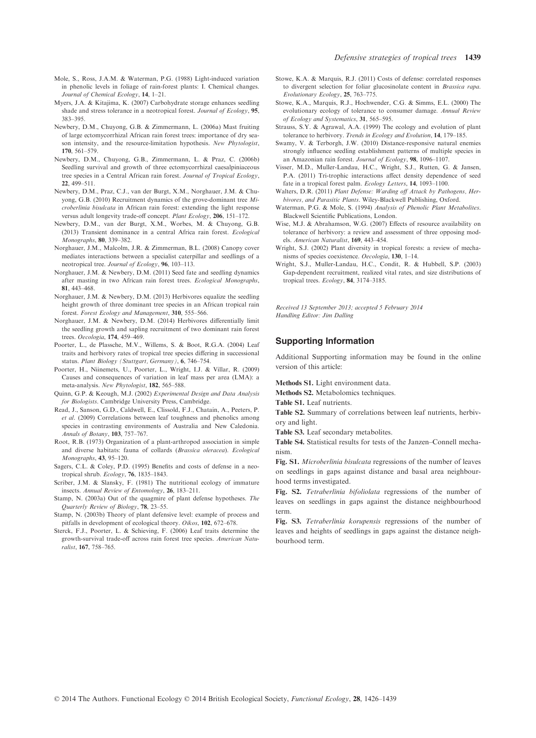Mole, S., Ross, J.A.M. & Waterman, P.G. (1988) Light-induced variation in phenolic levels in foliage of rain-forest plants: I. Chemical changes. *Journal of Chemical Ecology*, **14**, 1–21.

Myers, J.A. & Kitajima, K. (2007) Carbohydrate storage enhances seedling shade and stress tolerance in a neotropical forest. *Journal of Ecology*, **95**, 383–395.

Newbery, D.M., Chuyong, G.B. & Zimmermann, L. (2006a) Mast fruiting of large ectomycorrhizal African rain forest trees: importance of dry season intensity, and the resource-limitation hypothesis. *New Phytologist*, **170**, 561–579.

Newbery, D.M., Chuyong, G.B., Zimmermann, L. & Praz, C. (2006b) Seedling survival and growth of three ectomycorrhizal caesalpiniaceous tree species in a Central African rain forest. *Journal of Tropical Ecology*, **22**, 499–511.

Newbery, D.M., Praz, C.J., van der Burgt, X.M., Norghauer, J.M. & Chuyong, G.B. (2010) Recruitment dynamics of the grove-dominant tree *Microberlinia bisulcata* in African rain forest: extending the light response versus adult longevity trade-off concept. *Plant Ecology*, **206**, 151–172.

Newbery, D.M., van der Burgt, X.M., Worbes, M. & Chuyong, G.B. (2013) Transient dominance in a central Africa rain forest. *Ecological Monographs*, **80**, 339–382.

Norghauer, J.M., Malcolm, J.R. & Zimmerman, B.L. (2008) Canopy cover mediates interactions between a specialist caterpillar and seedlings of a neotropical tree. *Journal of Ecology*, **96**, 103–113.

Norghauer, J.M. & Newbery, D.M. (2011) Seed fate and seedling dynamics after masting in two African rain forest trees. *Ecological Monographs*, **81**, 443–468.

Norghauer, J.M. & Newbery, D.M. (2013) Herbivores equalize the seedling height growth of three dominant tree species in an African tropical rain forest. *Forest Ecology and Management*, **310**, 555–566.

Norghauer, J.M. & Newbery, D.M. (2014) Herbivores differentially limit the seedling growth and sapling recruitment of two dominant rain forest trees. *Oecologia*, **174**, 459–469.

Poorter, L., de Plassche, M.V., Willems, S. & Boot, R.G.A. (2004) Leaf traits and herbivory rates of tropical tree species differing in successional status. *Plant Biology (Stuttgart, Germany)*, **6**, 746–754.

Poorter, H., Niinemets, U., Poorter, L., Wright, I.J. & Villar, R. (2009) Causes and consequences of variation in leaf mass per area (LMA): a meta-analysis. *New Phytologist*, **182**, 565–588.

Quinn, G.P. & Keough, M.J. (2002) *Experimental Design and Data Analysis for Biologists*. Cambridge University Press, Cambridge.

Read, J., Sanson, G.D., Caldwell, E., Clissold, F.J., Chatain, A., Peeters, P. *et al.* (2009) Correlations between leaf toughness and phenolics among species in contrasting environments of Australia and New Caledonia. *Annals of Botany*, **103**, 757–767.

Root, R.B. (1973) Organization of a plant-arthropod association in simple and diverse habitats: fauna of collards (*Brassica oleracea*). *Ecological Monographs*, **43**, 95–120.

Sagers, C.L. & Coley, P.D. (1995) Benefits and costs of defense in a neotropical shrub. *Ecology*, **76**, 1835–1843.

Scriber, J.M. & Slansky, F. (1981) The nutritional ecology of immature insects. *Annual Review of Entomology*, **26**, 183–211.

Stamp, N. (2003a) Out of the quagmire of plant defense hypotheses. *The Quarterly Review of Biology*, **78**, 23–55.

Stamp, N. (2003b) Theory of plant defensive level: example of process and pitfalls in development of ecological theory. *Oikos*, **102**, 672–678.

Sterck, F.J., Poorter, L. & Schieving, F. (2006) Leaf traits determine the growth-survival trade-off across rain forest tree species. *American Naturalist*, **167**, 758–765.

Stowe, K.A. & Marquis, R.J. (2011) Costs of defense: correlated responses to divergent selection for foliar glucosinolate content in *Brassica rapa*. *Evolutionary Ecology*, **25**, 763–775.

Stowe, K.A., Marquis, R.J., Hochwender, C.G. & Simms, E.L. (2000) The evolutionary ecology of tolerance to consumer damage. *Annual Review of Ecology and Systematics*, **31**, 565–595.

Strauss, S.Y. & Agrawal, A.A. (1999) The ecology and evolution of plant tolerance to herbivory. *Trends in Ecology and Evolution*, **14**, 179–185.

Swamy, V. & Terborgh, J.W. (2010) Distance-responsive natural enemies strongly influence seedling establishment patterns of multiple species in an Amazonian rain forest. *Journal of Ecology*, **98**, 1096–1107.

Visser, M.D., Muller-Landau, H.C., Wright, S.J., Rutten, G. & Jansen, P.A. (2011) Tri-trophic interactions affect density dependence of seed fate in a tropical forest palm. *Ecology Letters*, **14**, 1093–1100.

Walters, D.R. (2011) *Plant Defense: Warding off Attack by Pathogens, Herbivores, and Parasitic Plants*. Wiley-Blackwell Publishing, Oxford.

Waterman, P.G. & Mole, S. (1994) *Analysis of Phenolic Plant Metabolites*. Blackwell Scientific Publications, London.

Wise, M.J. & Abrahamson, W.G. (2007) Effects of resource availability on tolerance of herbivory: a review and assessment of three opposing models. *American Naturalist*, **169**, 443–454.

Wright, S.J. (2002) Plant diversity in tropical forests: a review of mechanisms of species coexistence. *Oecologia*, **130**, 1–14.

Wright, S.J., Muller-Landau, H.C., Condit, R. & Hubbell, S.P. (2003) Gap-dependent recruitment, realized vital rates, and size distributions of tropical trees. *Ecology*, **84**, 3174–3185.

*Received 13 September 2013; accepted 5 February 2014*
*Handling Editor: Jim Dalling*

## Supporting Information

Additional Supporting information may be found in the online version of this article:

**Methods S1.** Light environment data.

**Methods S2.** Metabolomics techniques.

**Table S1.** Leaf nutrients.

**Table S2.** Summary of correlations between leaf nutrients, herbivory and light.

**Table S3.** Leaf secondary metabolites.

**Table S4.** Statistical results for tests of the Janzen–Connell mechanism.

**Fig. S1.** *Microberlinia bisulcata* regressions of the number of leaves on seedlings in gaps against distance and basal area neighbourhood terms investigated.

**Fig. S2.** *Tetraberlinia bifoliolata* regressions of the number of leaves on seedlings in gaps against the distance neighbourhood term.

**Fig. S3.** *Tetraberlinia korupensis* regressions of the number of leaves and heights of seedlings in gaps against the distance neighbourhood term.